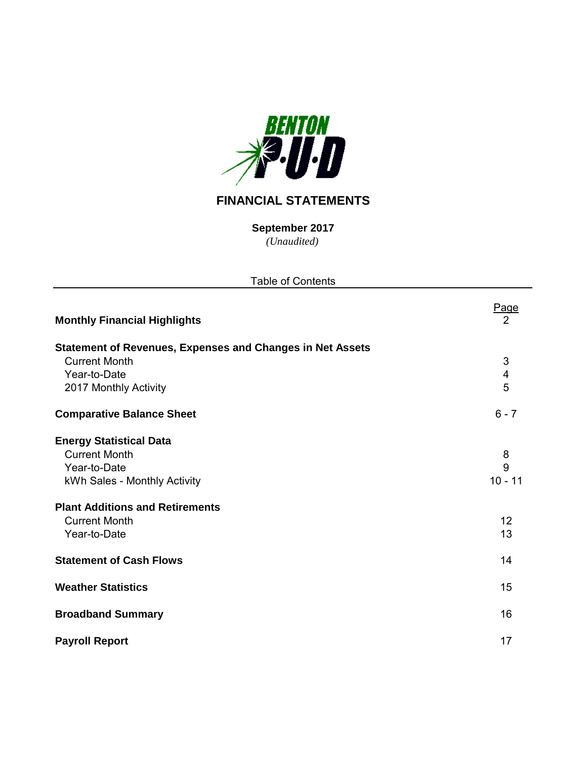BENTON P·U·D

# FINANCIAL STATEMENTS

**September 2017**
*(Unaudited)*

Table of Contents

| | Page |
|---|---|
| **Monthly Financial Highlights** | 2 |
| **Statement of Revenues, Expenses and Changes in Net Assets** | |
| Current Month | 3 |
| Year-to-Date | 4 |
| 2017 Monthly Activity | 5 |
| **Comparative Balance Sheet** | 6 - 7 |
| **Energy Statistical Data** | |
| Current Month | 8 |
| Year-to-Date | 9 |
| kWh Sales - Monthly Activity | 10 - 11 |
| **Plant Additions and Retirements** | |
| Current Month | 12 |
| Year-to-Date | 13 |
| **Statement of Cash Flows** | 14 |
| **Weather Statistics** | 15 |
| **Broadband Summary** | 16 |
| **Payroll Report** | 17 |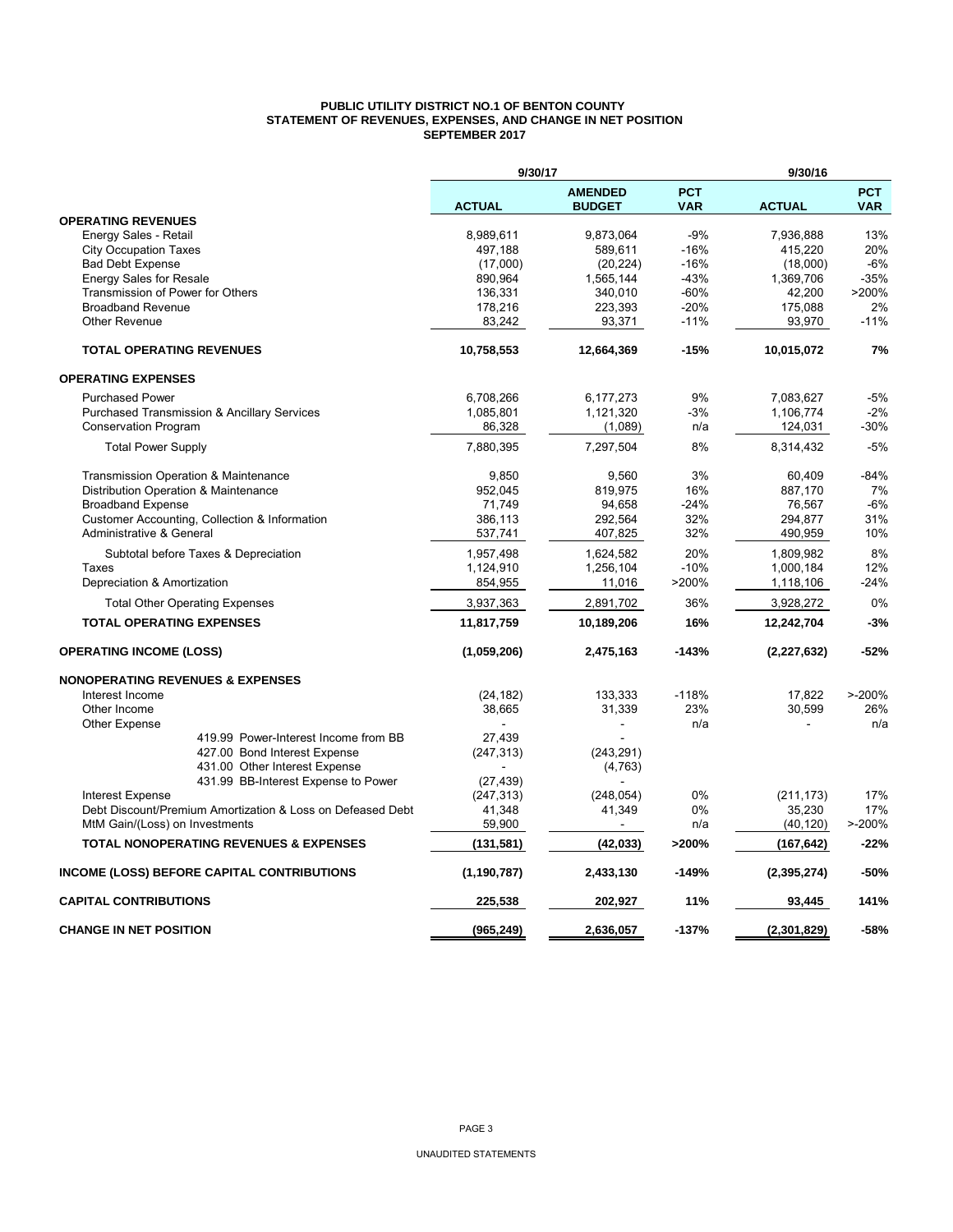**PUBLIC UTILITY DISTRICT NO.1 OF BENTON COUNTY**
**STATEMENT OF REVENUES, EXPENSES, AND CHANGE IN NET POSITION**
**SEPTEMBER 2017**

| | 9/30/17 | | | 9/30/16 | |
|---|---|---|---|---|---|
| | **ACTUAL** | **AMENDED BUDGET** | **PCT VAR** | **ACTUAL** | **PCT VAR** |
| **OPERATING REVENUES** | | | | | |
| Energy Sales - Retail | 8,989,611 | 9,873,064 | -9% | 7,936,888 | 13% |
| City Occupation Taxes | 497,188 | 589,611 | -16% | 415,220 | 20% |
| Bad Debt Expense | (17,000) | (20,224) | -16% | (18,000) | -6% |
| Energy Sales for Resale | 890,964 | 1,565,144 | -43% | 1,369,706 | -35% |
| Transmission of Power for Others | 136,331 | 340,010 | -60% | 42,200 | >200% |
| Broadband Revenue | 178,216 | 223,393 | -20% | 175,088 | 2% |
| Other Revenue | 83,242 | 93,371 | -11% | 93,970 | -11% |
| **TOTAL OPERATING REVENUES** | **10,758,553** | **12,664,369** | **-15%** | **10,015,072** | **7%** |
| **OPERATING EXPENSES** | | | | | |
| Purchased Power | 6,708,266 | 6,177,273 | 9% | 7,083,627 | -5% |
| Purchased Transmission & Ancillary Services | 1,085,801 | 1,121,320 | -3% | 1,106,774 | -2% |
| Conservation Program | 86,328 | (1,089) | n/a | 124,031 | -30% |
| Total Power Supply | 7,880,395 | 7,297,504 | 8% | 8,314,432 | -5% |
| Transmission Operation & Maintenance | 9,850 | 9,560 | 3% | 60,409 | -84% |
| Distribution Operation & Maintenance | 952,045 | 819,975 | 16% | 887,170 | 7% |
| Broadband Expense | 71,749 | 94,658 | -24% | 76,567 | -6% |
| Customer Accounting, Collection & Information | 386,113 | 292,564 | 32% | 294,877 | 31% |
| Administrative & General | 537,741 | 407,825 | 32% | 490,959 | 10% |
| Subtotal before Taxes & Depreciation | 1,957,498 | 1,624,582 | 20% | 1,809,982 | 8% |
| Taxes | 1,124,910 | 1,256,104 | -10% | 1,000,184 | 12% |
| Depreciation & Amortization | 854,955 | 11,016 | >200% | 1,118,106 | -24% |
| Total Other Operating Expenses | 3,937,363 | 2,891,702 | 36% | 3,928,272 | 0% |
| **TOTAL OPERATING EXPENSES** | **11,817,759** | **10,189,206** | **16%** | **12,242,704** | **-3%** |
| **OPERATING INCOME (LOSS)** | **(1,059,206)** | **2,475,163** | **-143%** | **(2,227,632)** | **-52%** |
| **NONOPERATING REVENUES & EXPENSES** | | | | | |
| Interest Income | (24,182) | 133,333 | -118% | 17,822 | >-200% |
| Other Income | 38,665 | 31,339 | 23% | 30,599 | 26% |
| Other Expense | - | - | n/a | - | n/a |
| 419.99 Power-Interest Income from BB | 27,439 | - | | | |
| 427.00 Bond Interest Expense | (247,313) | (243,291) | | | |
| 431.00 Other Interest Expense | - | (4,763) | | | |
| 431.99 BB-Interest Expense to Power | (27,439) | - | | | |
| Interest Expense | (247,313) | (248,054) | 0% | (211,173) | 17% |
| Debt Discount/Premium Amortization & Loss on Defeased Debt | 41,348 | 41,349 | 0% | 35,230 | 17% |
| MtM Gain/(Loss) on Investments | 59,900 | - | n/a | (40,120) | >-200% |
| **TOTAL NONOPERATING REVENUES & EXPENSES** | **(131,581)** | **(42,033)** | **>200%** | **(167,642)** | **-22%** |
| **INCOME (LOSS) BEFORE CAPITAL CONTRIBUTIONS** | **(1,190,787)** | **2,433,130** | **-149%** | **(2,395,274)** | **-50%** |
| **CAPITAL CONTRIBUTIONS** | **225,538** | **202,927** | **11%** | **93,445** | **141%** |
| **CHANGE IN NET POSITION** | **(965,249)** | **2,636,057** | **-137%** | **(2,301,829)** | **-58%** |

UNAUDITED STATEMENTS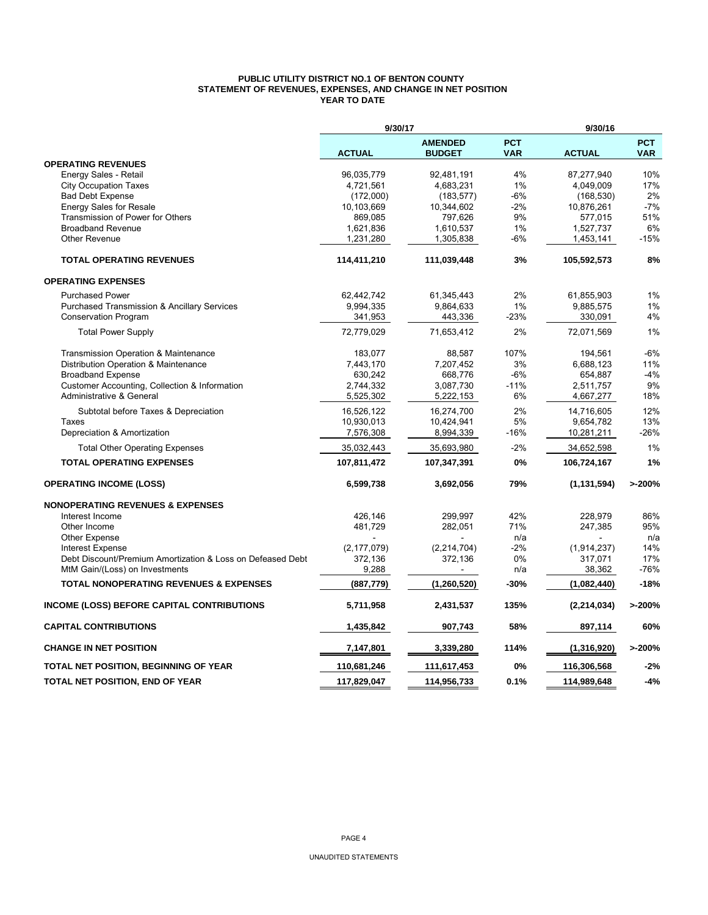**PUBLIC UTILITY DISTRICT NO.1 OF BENTON COUNTY**
**STATEMENT OF REVENUES, EXPENSES, AND CHANGE IN NET POSITION**
**YEAR TO DATE**

| | 9/30/17 | | | 9/30/16 | |
|---|---|---|---|---|---|
| | **ACTUAL** | **AMENDED BUDGET** | **PCT VAR** | **ACTUAL** | **PCT VAR** |
| **OPERATING REVENUES** | | | | | |
| Energy Sales - Retail | 96,035,779 | 92,481,191 | 4% | 87,277,940 | 10% |
| City Occupation Taxes | 4,721,561 | 4,683,231 | 1% | 4,049,009 | 17% |
| Bad Debt Expense | (172,000) | (183,577) | -6% | (168,530) | 2% |
| Energy Sales for Resale | 10,103,669 | 10,344,602 | -2% | 10,876,261 | -7% |
| Transmission of Power for Others | 869,085 | 797,626 | 9% | 577,015 | 51% |
| Broadband Revenue | 1,621,836 | 1,610,537 | 1% | 1,527,737 | 6% |
| Other Revenue | 1,231,280 | 1,305,838 | -6% | 1,453,141 | -15% |
| **TOTAL OPERATING REVENUES** | **114,411,210** | **111,039,448** | **3%** | **105,592,573** | **8%** |
| **OPERATING EXPENSES** | | | | | |
| Purchased Power | 62,442,742 | 61,345,443 | 2% | 61,855,903 | 1% |
| Purchased Transmission & Ancillary Services | 9,994,335 | 9,864,633 | 1% | 9,885,575 | 1% |
| Conservation Program | 341,953 | 443,336 | -23% | 330,091 | 4% |
| Total Power Supply | 72,779,029 | 71,653,412 | 2% | 72,071,569 | 1% |
| Transmission Operation & Maintenance | 183,077 | 88,587 | 107% | 194,561 | -6% |
| Distribution Operation & Maintenance | 7,443,170 | 7,207,452 | 3% | 6,688,123 | 11% |
| Broadband Expense | 630,242 | 668,776 | -6% | 654,887 | -4% |
| Customer Accounting, Collection & Information | 2,744,332 | 3,087,730 | -11% | 2,511,757 | 9% |
| Administrative & General | 5,525,302 | 5,222,153 | 6% | 4,667,277 | 18% |
| Subtotal before Taxes & Depreciation | 16,526,122 | 16,274,700 | 2% | 14,716,605 | 12% |
| Taxes | 10,930,013 | 10,424,941 | 5% | 9,654,782 | 13% |
| Depreciation & Amortization | 7,576,308 | 8,994,339 | -16% | 10,281,211 | -26% |
| Total Other Operating Expenses | 35,032,443 | 35,693,980 | -2% | 34,652,598 | 1% |
| **TOTAL OPERATING EXPENSES** | **107,811,472** | **107,347,391** | **0%** | **106,724,167** | **1%** |
| **OPERATING INCOME (LOSS)** | **6,599,738** | **3,692,056** | **79%** | **(1,131,594)** | **>-200%** |
| **NONOPERATING REVENUES & EXPENSES** | | | | | |
| Interest Income | 426,146 | 299,997 | 42% | 228,979 | 86% |
| Other Income | 481,729 | 282,051 | 71% | 247,385 | 95% |
| Other Expense | - | - | n/a | - | n/a |
| Interest Expense | (2,177,079) | (2,214,704) | -2% | (1,914,237) | 14% |
| Debt Discount/Premium Amortization & Loss on Defeased Debt | 372,136 | 372,136 | 0% | 317,071 | 17% |
| MtM Gain/(Loss) on Investments | 9,288 | - | n/a | 38,362 | -76% |
| **TOTAL NONOPERATING REVENUES & EXPENSES** | **(887,779)** | **(1,260,520)** | **-30%** | **(1,082,440)** | **-18%** |
| **INCOME (LOSS) BEFORE CAPITAL CONTRIBUTIONS** | **5,711,958** | **2,431,537** | **135%** | **(2,214,034)** | **>-200%** |
| **CAPITAL CONTRIBUTIONS** | **1,435,842** | **907,743** | **58%** | **897,114** | **60%** |
| **CHANGE IN NET POSITION** | **7,147,801** | **3,339,280** | **114%** | **(1,316,920)** | **>-200%** |
| **TOTAL NET POSITION, BEGINNING OF YEAR** | **110,681,246** | **111,617,453** | **0%** | **116,306,568** | **-2%** |
| **TOTAL NET POSITION, END OF YEAR** | **117,829,047** | **114,956,733** | **0.1%** | **114,989,648** | **-4%** |

UNAUDITED STATEMENTS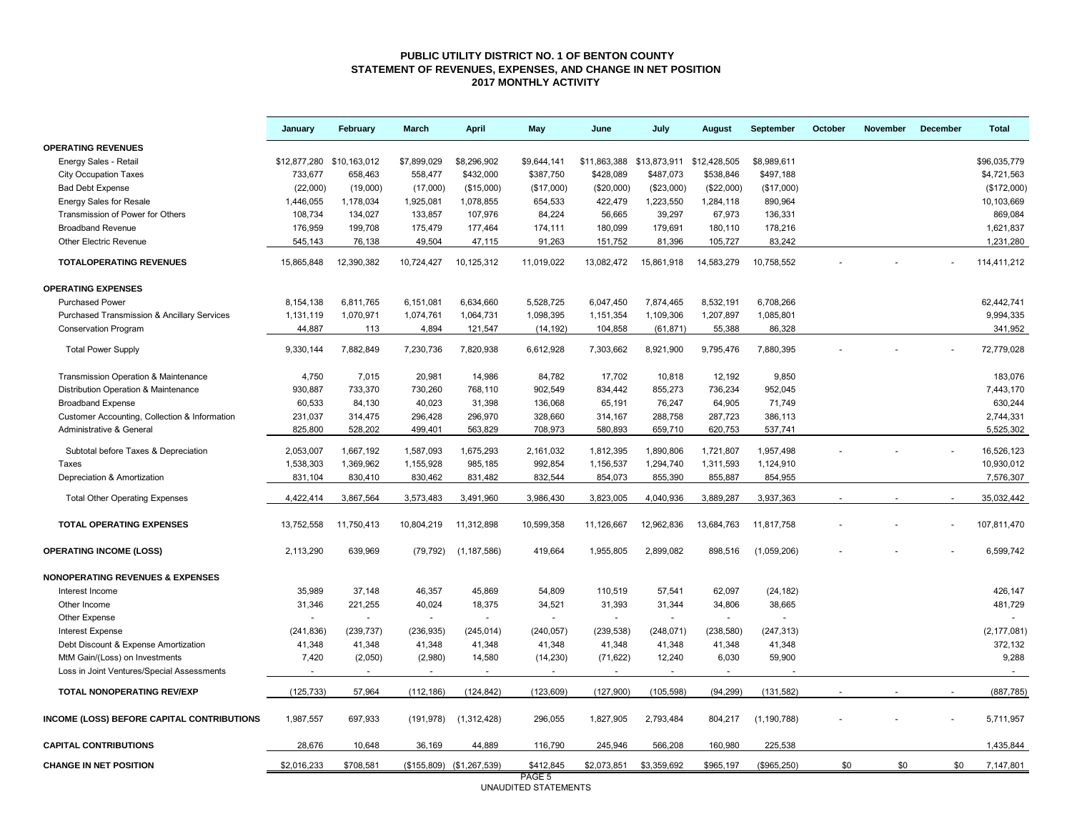# PUBLIC UTILITY DISTRICT NO. 1 OF BENTON COUNTY
## STATEMENT OF REVENUES, EXPENSES, AND CHANGE IN NET POSITION
### 2017 MONTHLY ACTIVITY

| | January | February | March | April | May | June | July | August | September | October | November | December | Total |
|---|---|---|---|---|---|---|---|---|---|---|---|---|---|
| **OPERATING REVENUES** | | | | | | | | | | | | | |
| Energy Sales - Retail | $12,877,280 | $10,163,012 | $7,899,029 | $8,296,902 | $9,644,141 | $11,863,388 | $13,873,911 | $12,428,505 | $8,989,611 | | | | $96,035,779 |
| City Occupation Taxes | 733,677 | 658,463 | 558,477 | $432,000 | $387,750 | $428,089 | $487,073 | $538,846 | $497,188 | | | | $4,721,563 |
| Bad Debt Expense | (22,000) | (19,000) | (17,000) | ($15,000) | ($17,000) | ($20,000) | ($23,000) | ($22,000) | ($17,000) | | | | ($172,000) |
| Energy Sales for Resale | 1,446,055 | 1,178,034 | 1,925,081 | 1,078,855 | 654,533 | 422,479 | 1,223,550 | 1,284,118 | 890,964 | | | | 10,103,669 |
| Transmission of Power for Others | 108,734 | 134,027 | 133,857 | 107,976 | 84,224 | 56,665 | 39,297 | 67,973 | 136,331 | | | | 869,084 |
| Broadband Revenue | 176,959 | 199,708 | 175,479 | 177,464 | 174,111 | 180,099 | 179,691 | 180,110 | 178,216 | | | | 1,621,837 |
| Other Electric Revenue | 545,143 | 76,138 | 49,504 | 47,115 | 91,263 | 151,752 | 81,396 | 105,727 | 83,242 | | | | 1,231,280 |
| **TOTALOPERATING REVENUES** | 15,865,848 | 12,390,382 | 10,724,427 | 10,125,312 | 11,019,022 | 13,082,472 | 15,861,918 | 14,583,279 | 10,758,552 | - | - | - | 114,411,212 |
| **OPERATING EXPENSES** | | | | | | | | | | | | | |
| Purchased Power | 8,154,138 | 6,811,765 | 6,151,081 | 6,634,660 | 5,528,725 | 6,047,450 | 7,874,465 | 8,532,191 | 6,708,266 | | | | 62,442,741 |
| Purchased Transmission & Ancillary Services | 1,131,119 | 1,070,971 | 1,074,761 | 1,064,731 | 1,098,395 | 1,151,354 | 1,109,306 | 1,207,897 | 1,085,801 | | | | 9,994,335 |
| Conservation Program | 44,887 | 113 | 4,894 | 121,547 | (14,192) | 104,858 | (61,871) | 55,388 | 86,328 | | | | 341,952 |
| Total Power Supply | 9,330,144 | 7,882,849 | 7,230,736 | 7,820,938 | 6,612,928 | 7,303,662 | 8,921,900 | 9,795,476 | 7,880,395 | - | - | - | 72,779,028 |
| Transmission Operation & Maintenance | 4,750 | 7,015 | 20,981 | 14,986 | 84,782 | 17,702 | 10,818 | 12,192 | 9,850 | | | | 183,076 |
| Distribution Operation & Maintenance | 930,887 | 733,370 | 730,260 | 768,110 | 902,549 | 834,442 | 855,273 | 736,234 | 952,045 | | | | 7,443,170 |
| Broadband Expense | 60,533 | 84,130 | 40,023 | 31,398 | 136,068 | 65,191 | 76,247 | 64,905 | 71,749 | | | | 630,244 |
| Customer Accounting, Collection & Information | 231,037 | 314,475 | 296,428 | 296,970 | 328,660 | 314,167 | 288,758 | 287,723 | 386,113 | | | | 2,744,331 |
| Administrative & General | 825,800 | 528,202 | 499,401 | 563,829 | 708,973 | 580,893 | 659,710 | 620,753 | 537,741 | | | | 5,525,302 |
| Subtotal before Taxes & Depreciation | 2,053,007 | 1,667,192 | 1,587,093 | 1,675,293 | 2,161,032 | 1,812,395 | 1,890,806 | 1,721,807 | 1,957,498 | - | - | - | 16,526,123 |
| Taxes | 1,538,303 | 1,369,962 | 1,155,928 | 985,185 | 992,854 | 1,156,537 | 1,294,740 | 1,311,593 | 1,124,910 | | | | 10,930,012 |
| Depreciation & Amortization | 831,104 | 830,410 | 830,462 | 831,482 | 832,544 | 854,073 | 855,390 | 855,887 | 854,955 | | | | 7,576,307 |
| Total Other Operating Expenses | 4,422,414 | 3,867,564 | 3,573,483 | 3,491,960 | 3,986,430 | 3,823,005 | 4,040,936 | 3,889,287 | 3,937,363 | - | - | - | 35,032,442 |
| **TOTAL OPERATING EXPENSES** | 13,752,558 | 11,750,413 | 10,804,219 | 11,312,898 | 10,599,358 | 11,126,667 | 12,962,836 | 13,684,763 | 11,817,758 | - | - | - | 107,811,470 |
| **OPERATING INCOME (LOSS)** | 2,113,290 | 639,969 | (79,792) | (1,187,586) | 419,664 | 1,955,805 | 2,899,082 | 898,516 | (1,059,206) | - | - | - | 6,599,742 |
| **NONOPERATING REVENUES & EXPENSES** | | | | | | | | | | | | | |
| Interest Income | 35,989 | 37,148 | 46,357 | 45,869 | 54,809 | 110,519 | 57,541 | 62,097 | (24,182) | | | | 426,147 |
| Other Income | 31,346 | 221,255 | 40,024 | 18,375 | 34,521 | 31,393 | 31,344 | 34,806 | 38,665 | | | | 481,729 |
| Other Expense | - | - | - | - | - | - | - | - | - | | | | - |
| Interest Expense | (241,836) | (239,737) | (236,935) | (245,014) | (240,057) | (239,538) | (248,071) | (238,580) | (247,313) | | | | (2,177,081) |
| Debt Discount & Expense Amortization | 41,348 | 41,348 | 41,348 | 41,348 | 41,348 | 41,348 | 41,348 | 41,348 | 41,348 | | | | 372,132 |
| MtM Gain/(Loss) on Investments | 7,420 | (2,050) | (2,980) | 14,580 | (14,230) | (71,622) | 12,240 | 6,030 | 59,900 | | | | 9,288 |
| Loss in Joint Ventures/Special Assessments | - | - | - | - | - | - | - | - | - | | | | - |
| **TOTAL NONOPERATING REV/EXP** | (125,733) | 57,964 | (112,186) | (124,842) | (123,609) | (127,900) | (105,598) | (94,299) | (131,582) | - | - | - | (887,785) |
| **INCOME (LOSS) BEFORE CAPITAL CONTRIBUTIONS** | 1,987,557 | 697,933 | (191,978) | (1,312,428) | 296,055 | 1,827,905 | 2,793,484 | 804,217 | (1,190,788) | - | - | - | 5,711,957 |
| **CAPITAL CONTRIBUTIONS** | 28,676 | 10,648 | 36,169 | 44,889 | 116,790 | 245,946 | 566,208 | 160,980 | 225,538 | | | | 1,435,844 |
| **CHANGE IN NET POSITION** | $2,016,233 | $708,581 | ($155,809) | ($1,267,539) | $412,845 | $2,073,851 | $3,359,692 | $965,197 | ($965,250) | $0 | $0 | $0 | 7,147,801 |

UNAUDITED STATEMENTS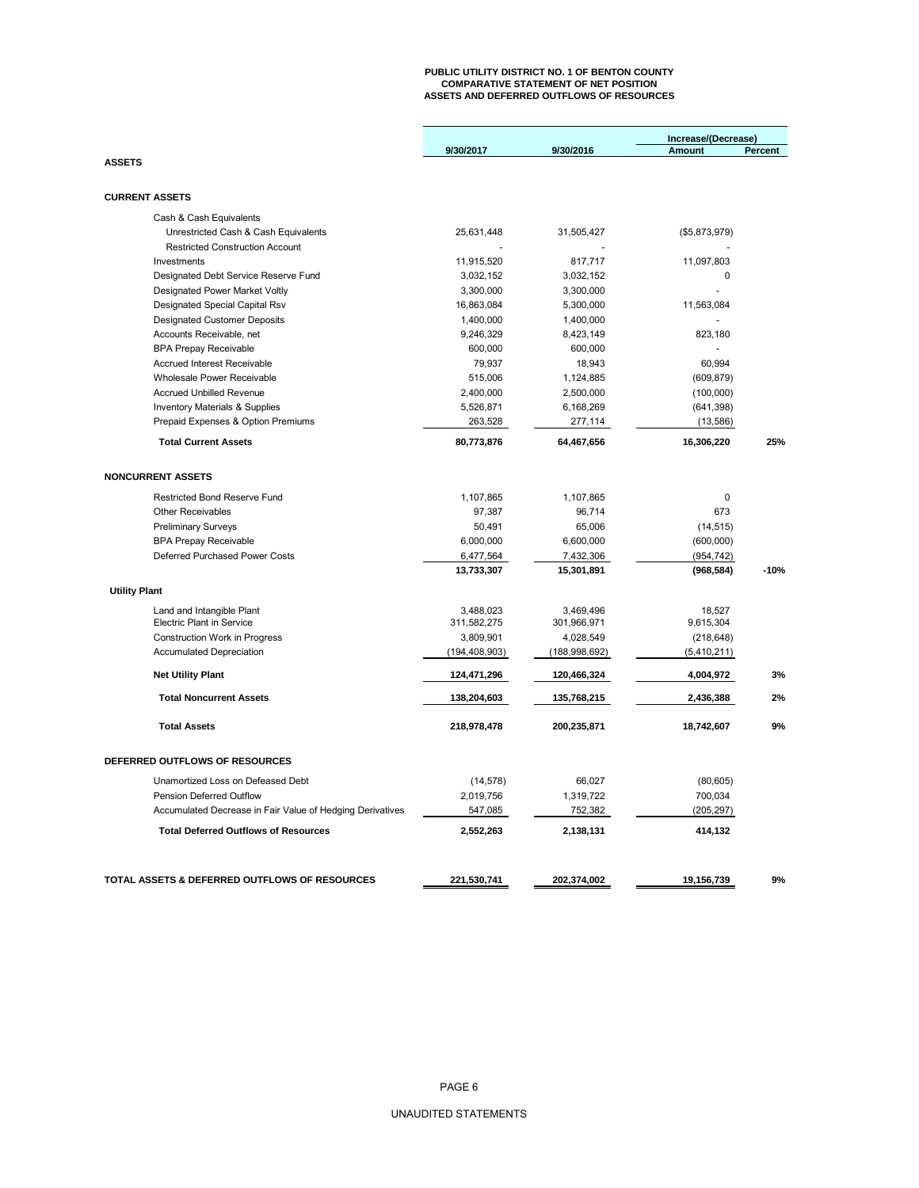# PUBLIC UTILITY DISTRICT NO. 1 OF BENTON COUNTY
## COMPARATIVE STATEMENT OF NET POSITION
## ASSETS AND DEFERRED OUTFLOWS OF RESOURCES

| | 9/30/2017 | 9/30/2016 | Increase/(Decrease) Amount | Percent |
|---|---|---|---|---|
| **ASSETS** | | | | |
| **CURRENT ASSETS** | | | | |
| Cash & Cash Equivalents | | | | |
| Unrestricted Cash & Cash Equivalents | 25,631,448 | 31,505,427 | ($5,873,979) | |
| Restricted Construction Account | - | - | - | |
| Investments | 11,915,520 | 817,717 | 11,097,803 | |
| Designated Debt Service Reserve Fund | 3,032,152 | 3,032,152 | 0 | |
| Designated Power Market Voltly | 3,300,000 | 3,300,000 | - | |
| Designated Special Capital Rsv | 16,863,084 | 5,300,000 | 11,563,084 | |
| Designated Customer Deposits | 1,400,000 | 1,400,000 | - | |
| Accounts Receivable, net | 9,246,329 | 8,423,149 | 823,180 | |
| BPA Prepay Receivable | 600,000 | 600,000 | - | |
| Accrued Interest Receivable | 79,937 | 18,943 | 60,994 | |
| Wholesale Power Receivable | 515,006 | 1,124,885 | (609,879) | |
| Accrued Unbilled Revenue | 2,400,000 | 2,500,000 | (100,000) | |
| Inventory Materials & Supplies | 5,526,871 | 6,168,269 | (641,398) | |
| Prepaid Expenses & Option Premiums | 263,528 | 277,114 | (13,586) | |
| **Total Current Assets** | **80,773,876** | **64,467,656** | **16,306,220** | **25%** |
| **NONCURRENT ASSETS** | | | | |
| Restricted Bond Reserve Fund | 1,107,865 | 1,107,865 | 0 | |
| Other Receivables | 97,387 | 96,714 | 673 | |
| Preliminary Surveys | 50,491 | 65,006 | (14,515) | |
| BPA Prepay Receivable | 6,000,000 | 6,600,000 | (600,000) | |
| Deferred Purchased Power Costs | 6,477,564 | 7,432,306 | (954,742) | |
| | **13,733,307** | **15,301,891** | **(968,584)** | **-10%** |
| **Utility Plant** | | | | |
| Land and Intangible Plant | 3,488,023 | 3,469,496 | 18,527 | |
| Electric Plant in Service | 311,582,275 | 301,966,971 | 9,615,304 | |
| Construction Work in Progress | 3,809,901 | 4,028,549 | (218,648) | |
| Accumulated Depreciation | (194,408,903) | (188,998,692) | (5,410,211) | |
| **Net Utility Plant** | **124,471,296** | **120,466,324** | **4,004,972** | **3%** |
| **Total Noncurrent Assets** | **138,204,603** | **135,768,215** | **2,436,388** | **2%** |
| **Total Assets** | **218,978,478** | **200,235,871** | **18,742,607** | **9%** |
| **DEFERRED OUTFLOWS OF RESOURCES** | | | | |
| Unamortized Loss on Defeased Debt | (14,578) | 66,027 | (80,605) | |
| Pension Deferred Outflow | 2,019,756 | 1,319,722 | 700,034 | |
| Accumulated Decrease in Fair Value of Hedging Derivatives | 547,085 | 752,382 | (205,297) | |
| **Total Deferred Outflows of Resources** | **2,552,263** | **2,138,131** | **414,132** | |
| **TOTAL ASSETS & DEFERRED OUTFLOWS OF RESOURCES** | **221,530,741** | **202,374,002** | **19,156,739** | **9%** |

UNAUDITED STATEMENTS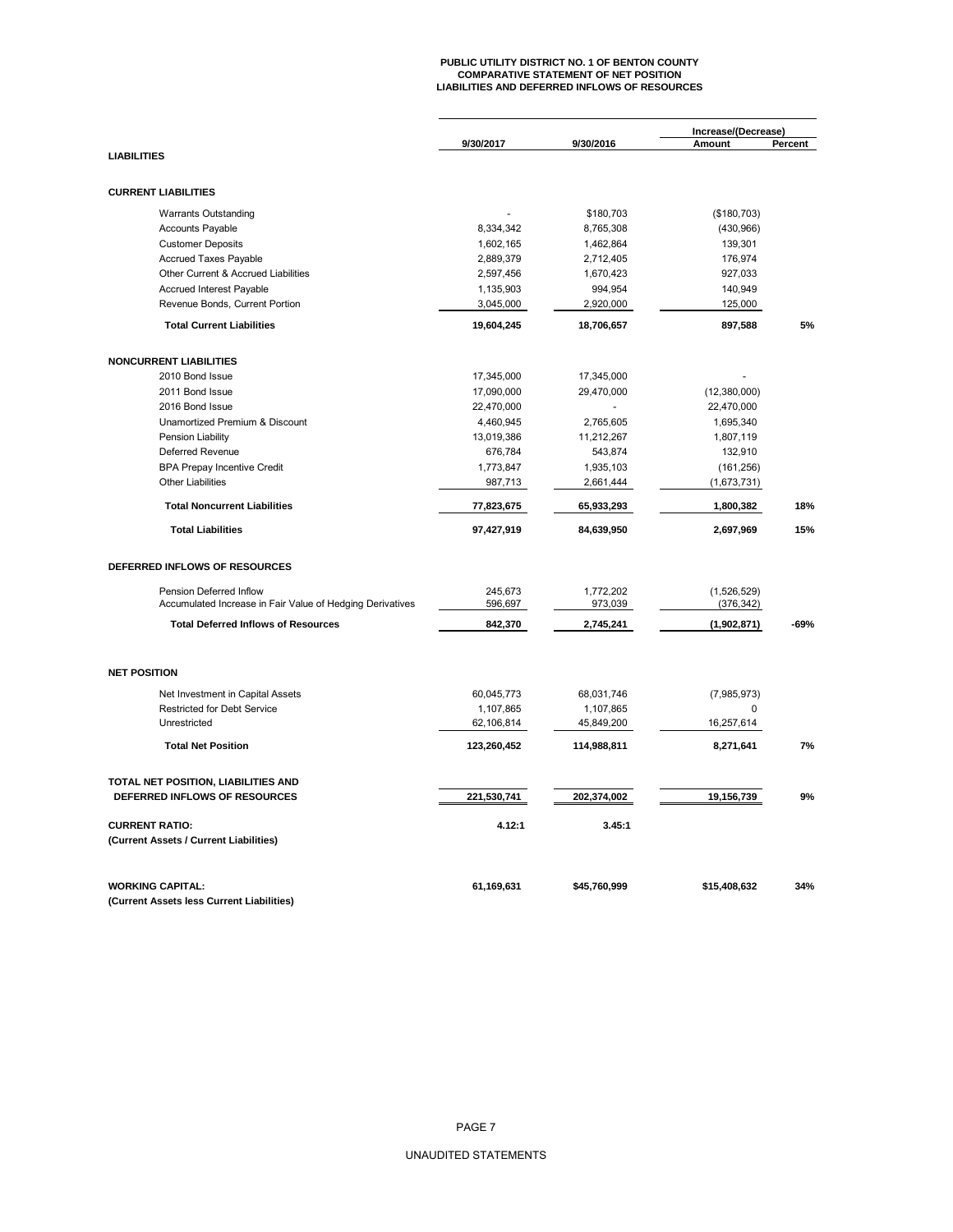**PUBLIC UTILITY DISTRICT NO. 1 OF BENTON COUNTY**
**COMPARATIVE STATEMENT OF NET POSITION**
**LIABILITIES AND DEFERRED INFLOWS OF RESOURCES**

| | 9/30/2017 | 9/30/2016 | Increase/(Decrease) Amount | Percent |
|---|---|---|---|---|
| **LIABILITIES** | | | | |
| **CURRENT LIABILITIES** | | | | |
| Warrants Outstanding | - | \$180,703 | (\$180,703) | |
| Accounts Payable | 8,334,342 | 8,765,308 | (430,966) | |
| Customer Deposits | 1,602,165 | 1,462,864 | 139,301 | |
| Accrued Taxes Payable | 2,889,379 | 2,712,405 | 176,974 | |
| Other Current & Accrued Liabilities | 2,597,456 | 1,670,423 | 927,033 | |
| Accrued Interest Payable | 1,135,903 | 994,954 | 140,949 | |
| Revenue Bonds, Current Portion | 3,045,000 | 2,920,000 | 125,000 | |
| **Total Current Liabilities** | **19,604,245** | **18,706,657** | **897,588** | **5%** |
| **NONCURRENT LIABILITIES** | | | | |
| 2010 Bond Issue | 17,345,000 | 17,345,000 | - | |
| 2011 Bond Issue | 17,090,000 | 29,470,000 | (12,380,000) | |
| 2016 Bond Issue | 22,470,000 | - | 22,470,000 | |
| Unamortized Premium & Discount | 4,460,945 | 2,765,605 | 1,695,340 | |
| Pension Liability | 13,019,386 | 11,212,267 | 1,807,119 | |
| Deferred Revenue | 676,784 | 543,874 | 132,910 | |
| BPA Prepay Incentive Credit | 1,773,847 | 1,935,103 | (161,256) | |
| Other Liabilities | 987,713 | 2,661,444 | (1,673,731) | |
| **Total Noncurrent Liabilities** | **77,823,675** | **65,933,293** | **1,800,382** | **18%** |
| **Total Liabilities** | **97,427,919** | **84,639,950** | **2,697,969** | **15%** |
| **DEFERRED INFLOWS OF RESOURCES** | | | | |
| Pension Deferred Inflow | 245,673 | 1,772,202 | (1,526,529) | |
| Accumulated Increase in Fair Value of Hedging Derivatives | 596,697 | 973,039 | (376,342) | |
| **Total Deferred Inflows of Resources** | **842,370** | **2,745,241** | **(1,902,871)** | **-69%** |
| **NET POSITION** | | | | |
| Net Investment in Capital Assets | 60,045,773 | 68,031,746 | (7,985,973) | |
| Restricted for Debt Service | 1,107,865 | 1,107,865 | 0 | |
| Unrestricted | 62,106,814 | 45,849,200 | 16,257,614 | |
| **Total Net Position** | **123,260,452** | **114,988,811** | **8,271,641** | **7%** |
| **TOTAL NET POSITION, LIABILITIES AND DEFERRED INFLOWS OF RESOURCES** | **221,530,741** | **202,374,002** | **19,156,739** | **9%** |
| **CURRENT RATIO:** **(Current Assets / Current Liabilities)** | **4.12:1** | **3.45:1** | | |
| **WORKING CAPITAL:** **(Current Assets less Current Liabilities)** | **61,169,631** | **\$45,760,999** | **\$15,408,632** | **34%** |

UNAUDITED STATEMENTS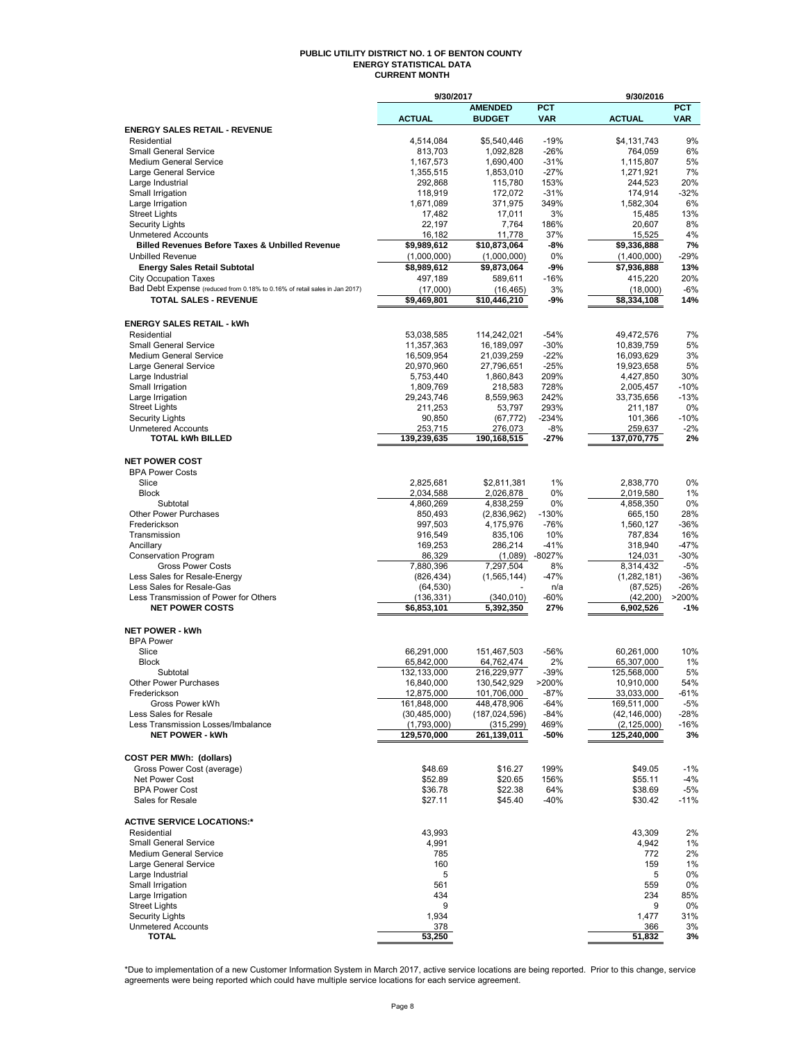# PUBLIC UTILITY DISTRICT NO. 1 OF BENTON COUNTY
## ENERGY STATISTICAL DATA
### CURRENT MONTH

| | 9/30/2017 | | | 9/30/2016 | |
|---|---|---|---|---|---|
| | ACTUAL | AMENDED BUDGET | PCT VAR | ACTUAL | PCT VAR |
| **ENERGY SALES RETAIL - REVENUE** | | | | | |
| Residential | 4,514,084 | $5,540,446 | -19% | $4,131,743 | 9% |
| Small General Service | 813,703 | 1,092,828 | -26% | 764,059 | 6% |
| Medium General Service | 1,167,573 | 1,690,400 | -31% | 1,115,807 | 5% |
| Large General Service | 1,355,515 | 1,853,010 | -27% | 1,271,921 | 7% |
| Large Industrial | 292,868 | 115,780 | 153% | 244,523 | 20% |
| Small Irrigation | 118,919 | 172,072 | -31% | 174,914 | -32% |
| Large Irrigation | 1,671,089 | 371,975 | 349% | 1,582,304 | 6% |
| Street Lights | 17,482 | 17,011 | 3% | 15,485 | 13% |
| Security Lights | 22,197 | 7,764 | 186% | 20,607 | 8% |
| Unmetered Accounts | 16,182 | 11,778 | 37% | 15,525 | 4% |
| **Billed Revenues Before Taxes & Unbilled Revenue** | **$9,989,612** | **$10,873,064** | **-8%** | **$9,336,888** | **7%** |
| Unbilled Revenue | (1,000,000) | (1,000,000) | 0% | (1,400,000) | -29% |
| **Energy Sales Retail Subtotal** | **$8,989,612** | **$9,873,064** | **-9%** | **$7,936,888** | **13%** |
| City Occupation Taxes | 497,189 | 589,611 | -16% | 415,220 | 20% |
| Bad Debt Expense (reduced from 0.18% to 0.16% of retail sales in Jan 2017) | (17,000) | (16,465) | 3% | (18,000) | -6% |
| **TOTAL SALES - REVENUE** | **$9,469,801** | **$10,446,210** | **-9%** | **$8,334,108** | **14%** |
| **ENERGY SALES RETAIL - kWh** | | | | | |
| Residential | 53,038,585 | 114,242,021 | -54% | 49,472,576 | 7% |
| Small General Service | 11,357,363 | 16,189,097 | -30% | 10,839,759 | 5% |
| Medium General Service | 16,509,954 | 21,039,259 | -22% | 16,093,629 | 3% |
| Large General Service | 20,970,960 | 27,796,651 | -25% | 19,923,658 | 5% |
| Large Industrial | 5,753,440 | 1,860,843 | 209% | 4,427,850 | 30% |
| Small Irrigation | 1,809,769 | 218,583 | 728% | 2,005,457 | -10% |
| Large Irrigation | 29,243,746 | 8,559,963 | 242% | 33,735,656 | -13% |
| Street Lights | 211,253 | 53,797 | 293% | 211,187 | 0% |
| Security Lights | 90,850 | (67,772) | -234% | 101,366 | -10% |
| Unmetered Accounts | 253,715 | 276,073 | -8% | 259,637 | -2% |
| **TOTAL kWh BILLED** | **139,239,635** | **190,168,515** | **-27%** | **137,070,775** | **2%** |
| **NET POWER COST** | | | | | |
| BPA Power Costs | | | | | |
| Slice | 2,825,681 | $2,811,381 | 1% | 2,838,770 | 0% |
| Block | 2,034,588 | 2,026,878 | 0% | 2,019,580 | 1% |
| Subtotal | 4,860,269 | 4,838,259 | 0% | 4,858,350 | 0% |
| Other Power Purchases | 850,493 | (2,836,962) | -130% | 665,150 | 28% |
| Frederickson | 997,503 | 4,175,976 | -76% | 1,560,127 | -36% |
| Transmission | 916,549 | 835,106 | 10% | 787,834 | 16% |
| Ancillary | 169,253 | 286,214 | -41% | 318,940 | -47% |
| Conservation Program | 86,329 | (1,089) | -8027% | 124,031 | -30% |
| Gross Power Costs | 7,880,396 | 7,297,504 | 8% | 8,314,432 | -5% |
| Less Sales for Resale-Energy | (826,434) | (1,565,144) | -47% | (1,282,181) | -36% |
| Less Sales for Resale-Gas | (64,530) | - | n/a | (87,525) | -26% |
| Less Transmission of Power for Others | (136,331) | (340,010) | -60% | (42,200) | >200% |
| **NET POWER COSTS** | **$6,853,101** | **5,392,350** | **27%** | **6,902,526** | **-1%** |
| **NET POWER - kWh** | | | | | |
| BPA Power | | | | | |
| Slice | 66,291,000 | 151,467,503 | -56% | 60,261,000 | 10% |
| Block | 65,842,000 | 64,762,474 | 2% | 65,307,000 | 1% |
| Subtotal | 132,133,000 | 216,229,977 | -39% | 125,568,000 | 5% |
| Other Power Purchases | 16,840,000 | 130,542,929 | >200% | 10,910,000 | 54% |
| Frederickson | 12,875,000 | 101,706,000 | -87% | 33,033,000 | -61% |
| Gross Power kWh | 161,848,000 | 448,478,906 | -64% | 169,511,000 | -5% |
| Less Sales for Resale | (30,485,000) | (187,024,596) | -84% | (42,146,000) | -28% |
| Less Transmission Losses/Imbalance | (1,793,000) | (315,299) | 469% | (2,125,000) | -16% |
| **NET POWER - kWh** | **129,570,000** | **261,139,011** | **-50%** | **125,240,000** | **3%** |
| **COST PER MWh: (dollars)** | | | | | |
| Gross Power Cost (average) | $48.69 | $16.27 | 199% | $49.05 | -1% |
| Net Power Cost | $52.89 | $20.65 | 156% | $55.11 | -4% |
| BPA Power Cost | $36.78 | $22.38 | 64% | $38.69 | -5% |
| Sales for Resale | $27.11 | $45.40 | -40% | $30.42 | -11% |
| **ACTIVE SERVICE LOCATIONS:*** | | | | | |
| Residential | 43,993 | | | 43,309 | 2% |
| Small General Service | 4,991 | | | 4,942 | 1% |
| Medium General Service | 785 | | | 772 | 2% |
| Large General Service | 160 | | | 159 | 1% |
| Large Industrial | 5 | | | 5 | 0% |
| Small Irrigation | 561 | | | 559 | 0% |
| Large Irrigation | 434 | | | 234 | 85% |
| Street Lights | 9 | | | 9 | 0% |
| Security Lights | 1,934 | | | 1,477 | 31% |
| Unmetered Accounts | 378 | | | 366 | 3% |
| **TOTAL** | **53,250** | | | **51,832** | **3%** |

*Due to implementation of a new Customer Information System in March 2017, active service locations are being reported. Prior to this change, service agreements were being reported which could have multiple service locations for each service agreement.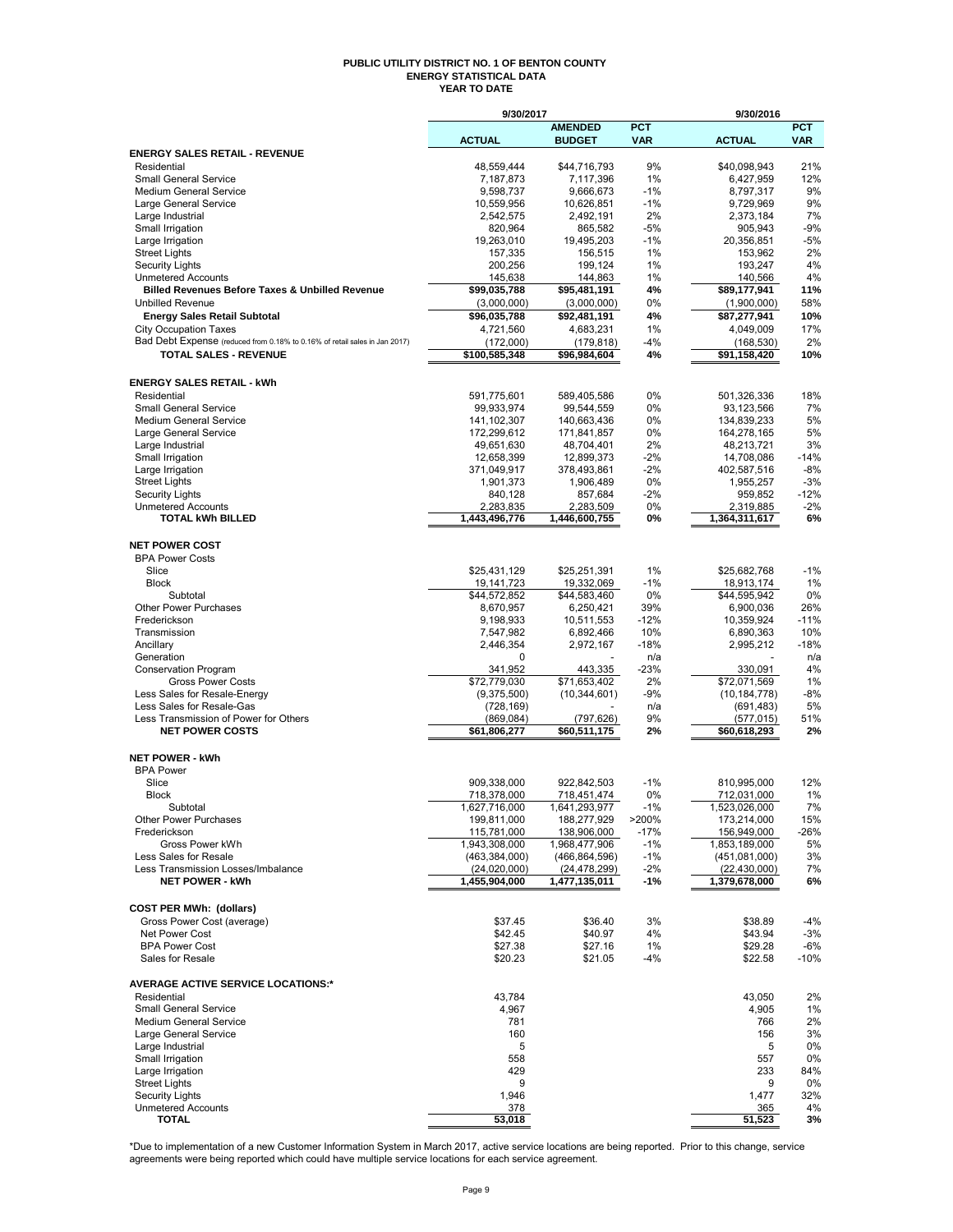# PUBLIC UTILITY DISTRICT NO. 1 OF BENTON COUNTY
## ENERGY STATISTICAL DATA
### YEAR TO DATE

| | 9/30/2017 | | | 9/30/2016 | |
|---|---|---|---|---|---|
| | ACTUAL | AMENDED BUDGET | PCT VAR | ACTUAL | PCT VAR |
| **ENERGY SALES RETAIL - REVENUE** | | | | | |
| Residential | 48,559,444 | $44,716,793 | 9% | $40,098,943 | 21% |
| Small General Service | 7,187,873 | 7,117,396 | 1% | 6,427,959 | 12% |
| Medium General Service | 9,598,737 | 9,666,673 | -1% | 8,797,317 | 9% |
| Large General Service | 10,559,956 | 10,626,851 | -1% | 9,729,969 | 9% |
| Large Industrial | 2,542,575 | 2,492,191 | 2% | 2,373,184 | 7% |
| Small Irrigation | 820,964 | 865,582 | -5% | 905,943 | -9% |
| Large Irrigation | 19,263,010 | 19,495,203 | -1% | 20,356,851 | -5% |
| Street Lights | 157,335 | 156,515 | 1% | 153,962 | 2% |
| Security Lights | 200,256 | 199,124 | 1% | 193,247 | 4% |
| Unmetered Accounts | 145,638 | 144,863 | 1% | 140,566 | 4% |
| **Billed Revenues Before Taxes & Unbilled Revenue** | **$99,035,788** | **$95,481,191** | **4%** | **$89,177,941** | **11%** |
| Unbilled Revenue | (3,000,000) | (3,000,000) | 0% | (1,900,000) | 58% |
| **Energy Sales Retail Subtotal** | **$96,035,788** | **$92,481,191** | **4%** | **$87,277,941** | **10%** |
| City Occupation Taxes | 4,721,560 | 4,683,231 | 1% | 4,049,009 | 17% |
| Bad Debt Expense (reduced from 0.18% to 0.16% of retail sales in Jan 2017) | (172,000) | (179,818) | -4% | (168,530) | 2% |
| **TOTAL SALES - REVENUE** | **$100,585,348** | **$96,984,604** | **4%** | **$91,158,420** | **10%** |
| | | | | | |
| **ENERGY SALES RETAIL - kWh** | | | | | |
| Residential | 591,775,601 | 589,405,586 | 0% | 501,326,336 | 18% |
| Small General Service | 99,933,974 | 99,544,559 | 0% | 93,123,566 | 7% |
| Medium General Service | 141,102,307 | 140,663,436 | 0% | 134,839,233 | 5% |
| Large General Service | 172,299,612 | 171,841,857 | 0% | 164,278,165 | 5% |
| Large Industrial | 49,651,630 | 48,704,401 | 2% | 48,213,721 | 3% |
| Small Irrigation | 12,658,399 | 12,899,373 | -2% | 14,708,086 | -14% |
| Large Irrigation | 371,049,917 | 378,493,861 | -2% | 402,587,516 | -8% |
| Street Lights | 1,901,373 | 1,906,489 | 0% | 1,955,257 | -3% |
| Security Lights | 840,128 | 857,684 | -2% | 959,852 | -12% |
| Unmetered Accounts | 2,283,835 | 2,283,509 | 0% | 2,319,885 | -2% |
| **TOTAL kWh BILLED** | **1,443,496,776** | **1,446,600,755** | **0%** | **1,364,311,617** | **6%** |
| | | | | | |
| **NET POWER COST** | | | | | |
| BPA Power Costs | | | | | |
| Slice | $25,431,129 | $25,251,391 | 1% | $25,682,768 | -1% |
| Block | 19,141,723 | 19,332,069 | -1% | 18,913,174 | 1% |
| Subtotal | $44,572,852 | $44,583,460 | 0% | $44,595,942 | 0% |
| Other Power Purchases | 8,670,957 | 6,250,421 | 39% | 6,900,036 | 26% |
| Frederickson | 9,198,933 | 10,511,553 | -12% | 10,359,924 | -11% |
| Transmission | 7,547,982 | 6,892,466 | 10% | 6,890,363 | 10% |
| Ancillary | 2,446,354 | 2,972,167 | -18% | 2,995,212 | -18% |
| Generation | 0 | - | n/a | - | n/a |
| Conservation Program | 341,952 | 443,335 | -23% | 330,091 | 4% |
| Gross Power Costs | $72,779,030 | $71,653,402 | 2% | $72,071,569 | 1% |
| Less Sales for Resale-Energy | (9,375,500) | (10,344,601) | -9% | (10,184,778) | -8% |
| Less Sales for Resale-Gas | (728,169) | - | n/a | (691,483) | 5% |
| Less Transmission of Power for Others | (869,084) | (797,626) | 9% | (577,015) | 51% |
| **NET POWER COSTS** | **$61,806,277** | **$60,511,175** | **2%** | **$60,618,293** | **2%** |
| | | | | | |
| **NET POWER - kWh** | | | | | |
| BPA Power | | | | | |
| Slice | 909,338,000 | 922,842,503 | -1% | 810,995,000 | 12% |
| Block | 718,378,000 | 718,451,474 | 0% | 712,031,000 | 1% |
| Subtotal | 1,627,716,000 | 1,641,293,977 | -1% | 1,523,026,000 | 7% |
| Other Power Purchases | 199,811,000 | 188,277,929 | >200% | 173,214,000 | 15% |
| Frederickson | 115,781,000 | 138,906,000 | -17% | 156,949,000 | -26% |
| Gross Power kWh | 1,943,308,000 | 1,968,477,906 | -1% | 1,853,189,000 | 5% |
| Less Sales for Resale | (463,384,000) | (466,864,596) | -1% | (451,081,000) | 3% |
| Less Transmission Losses/Imbalance | (24,020,000) | (24,478,299) | -2% | (22,430,000) | 7% |
| **NET POWER - kWh** | **1,455,904,000** | **1,477,135,011** | **-1%** | **1,379,678,000** | **6%** |
| | | | | | |
| **COST PER MWh: (dollars)** | | | | | |
| Gross Power Cost (average) | $37.45 | $36.40 | 3% | $38.89 | -4% |
| Net Power Cost | $42.45 | $40.97 | 4% | $43.94 | -3% |
| BPA Power Cost | $27.38 | $27.16 | 1% | $29.28 | -6% |
| Sales for Resale | $20.23 | $21.05 | -4% | $22.58 | -10% |
| | | | | | |
| **AVERAGE ACTIVE SERVICE LOCATIONS:*** | | | | | |
| Residential | 43,784 | | | 43,050 | 2% |
| Small General Service | 4,967 | | | 4,905 | 1% |
| Medium General Service | 781 | | | 766 | 2% |
| Large General Service | 160 | | | 156 | 3% |
| Large Industrial | 5 | | | 5 | 0% |
| Small Irrigation | 558 | | | 557 | 0% |
| Large Irrigation | 429 | | | 233 | 84% |
| Street Lights | 9 | | | 9 | 0% |
| Security Lights | 1,946 | | | 1,477 | 32% |
| Unmetered Accounts | 378 | | | 365 | 4% |
| **TOTAL** | **53,018** | | | **51,523** | **3%** |

*Due to implementation of a new Customer Information System in March 2017, active service locations are being reported. Prior to this change, service agreements were being reported which could have multiple service locations for each service agreement.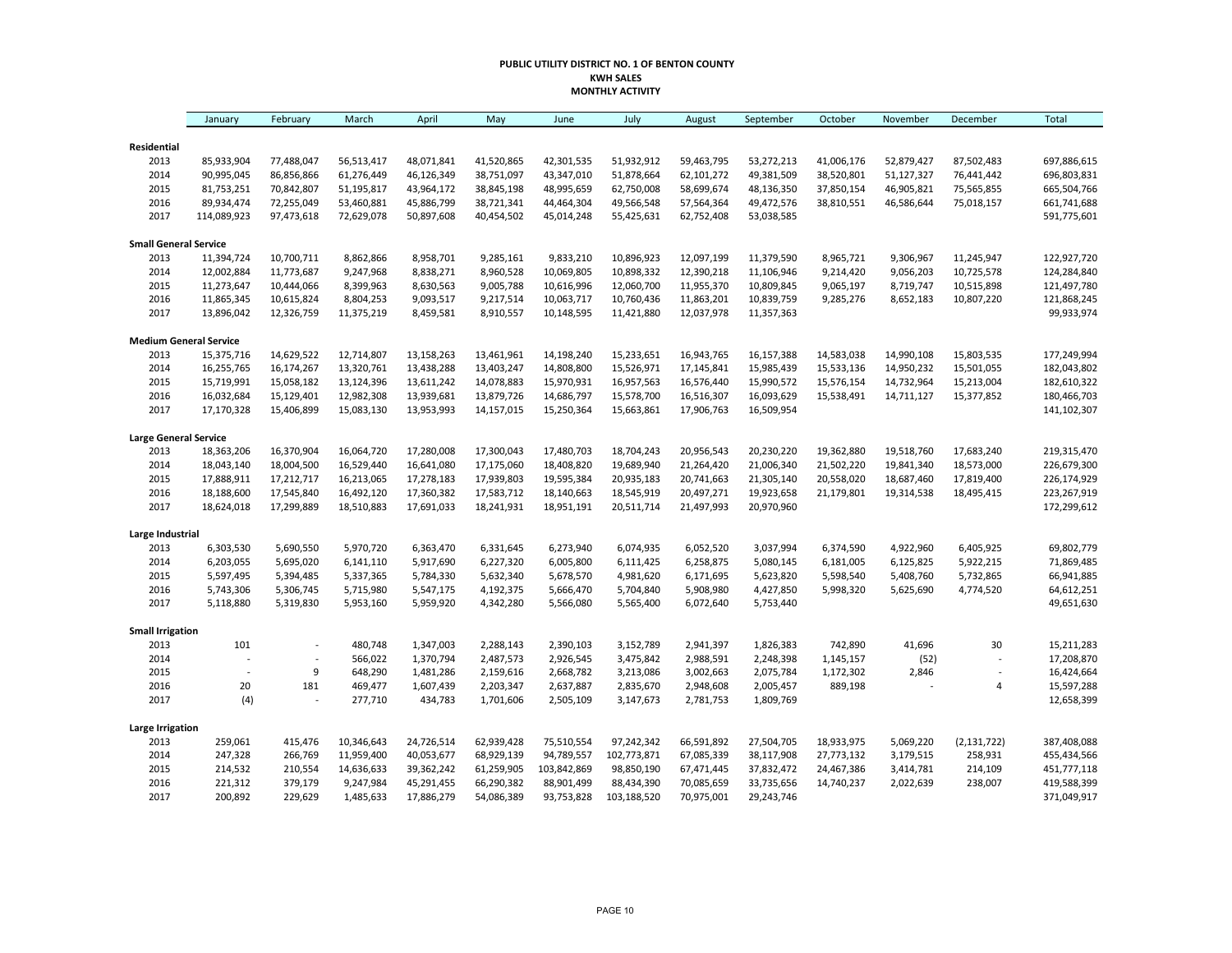**PUBLIC UTILITY DISTRICT NO. 1 OF BENTON COUNTY**
**KWH SALES**
**MONTHLY ACTIVITY**

| | January | February | March | April | May | June | July | August | September | October | November | December | Total |
|---|---|---|---|---|---|---|---|---|---|---|---|---|---|
| **Residential** | | | | | | | | | | | | | |
| 2013 | 85,933,904 | 77,488,047 | 56,513,417 | 48,071,841 | 41,520,865 | 42,301,535 | 51,932,912 | 59,463,795 | 53,272,213 | 41,006,176 | 52,879,427 | 87,502,483 | 697,886,615 |
| 2014 | 90,995,045 | 86,856,866 | 61,276,449 | 46,126,349 | 38,751,097 | 43,347,010 | 51,878,664 | 62,101,272 | 49,381,509 | 38,520,801 | 51,127,327 | 76,441,442 | 696,803,831 |
| 2015 | 81,753,251 | 70,842,807 | 51,195,817 | 43,964,172 | 38,845,198 | 48,995,659 | 62,750,008 | 58,699,674 | 48,136,350 | 37,850,154 | 46,905,821 | 75,565,855 | 665,504,766 |
| 2016 | 89,934,474 | 72,255,049 | 53,460,881 | 45,886,799 | 38,721,341 | 44,464,304 | 49,566,548 | 57,564,364 | 49,472,576 | 38,810,551 | 46,586,644 | 75,018,157 | 661,741,688 |
| 2017 | 114,089,923 | 97,473,618 | 72,629,078 | 50,897,608 | 40,454,502 | 45,014,248 | 55,425,631 | 62,752,408 | 53,038,585 | | | | 591,775,601 |
| **Small General Service** | | | | | | | | | | | | | |
| 2013 | 11,394,724 | 10,700,711 | 8,862,866 | 8,958,701 | 9,285,161 | 9,833,210 | 10,896,923 | 12,097,199 | 11,379,590 | 8,965,721 | 9,306,967 | 11,245,947 | 122,927,720 |
| 2014 | 12,002,884 | 11,773,687 | 9,247,968 | 8,838,271 | 8,960,528 | 10,069,805 | 10,898,332 | 12,390,218 | 11,106,946 | 9,214,420 | 9,056,203 | 10,725,578 | 124,284,840 |
| 2015 | 11,273,647 | 10,444,066 | 8,399,963 | 8,630,563 | 9,005,788 | 10,616,996 | 12,060,700 | 11,955,370 | 10,809,845 | 9,065,197 | 8,719,747 | 10,515,898 | 121,497,780 |
| 2016 | 11,865,345 | 10,615,824 | 8,804,253 | 9,093,517 | 9,217,514 | 10,063,717 | 10,760,436 | 11,863,201 | 10,839,759 | 9,285,276 | 8,652,183 | 10,807,220 | 121,868,245 |
| 2017 | 13,896,042 | 12,326,759 | 11,375,219 | 8,459,581 | 8,910,557 | 10,148,595 | 11,421,880 | 12,037,978 | 11,357,363 | | | | 99,933,974 |
| **Medium General Service** | | | | | | | | | | | | | |
| 2013 | 15,375,716 | 14,629,522 | 12,714,807 | 13,158,263 | 13,461,961 | 14,198,240 | 15,233,651 | 16,943,765 | 16,157,388 | 14,583,038 | 14,990,108 | 15,803,535 | 177,249,994 |
| 2014 | 16,255,765 | 16,174,267 | 13,320,761 | 13,438,288 | 13,403,247 | 14,808,800 | 15,526,971 | 17,145,841 | 15,985,439 | 15,533,136 | 14,950,232 | 15,501,055 | 182,043,802 |
| 2015 | 15,719,991 | 15,058,182 | 13,124,396 | 13,611,242 | 14,078,883 | 15,970,931 | 16,957,563 | 16,576,440 | 15,990,572 | 15,576,154 | 14,732,964 | 15,213,004 | 182,610,322 |
| 2016 | 16,032,684 | 15,129,401 | 12,982,308 | 13,939,681 | 13,879,726 | 14,686,797 | 15,578,700 | 16,516,307 | 16,093,629 | 15,538,491 | 14,711,127 | 15,377,852 | 180,466,703 |
| 2017 | 17,170,328 | 15,406,899 | 15,083,130 | 13,953,993 | 14,157,015 | 15,250,364 | 15,663,861 | 17,906,763 | 16,509,954 | | | | 141,102,307 |
| **Large General Service** | | | | | | | | | | | | | |
| 2013 | 18,363,206 | 16,370,904 | 16,064,720 | 17,280,008 | 17,300,043 | 17,480,703 | 18,704,243 | 20,956,543 | 20,230,220 | 19,362,880 | 19,518,760 | 17,683,240 | 219,315,470 |
| 2014 | 18,043,140 | 18,004,500 | 16,529,440 | 16,641,080 | 17,175,060 | 18,408,820 | 19,689,940 | 21,264,420 | 21,006,340 | 21,502,220 | 19,841,340 | 18,573,000 | 226,679,300 |
| 2015 | 17,888,911 | 17,212,717 | 16,213,065 | 17,278,183 | 17,939,803 | 19,595,384 | 20,935,183 | 20,741,663 | 21,305,140 | 20,558,020 | 18,687,460 | 17,819,400 | 226,174,929 |
| 2016 | 18,188,600 | 17,545,840 | 16,492,120 | 17,360,382 | 17,583,712 | 18,140,663 | 18,545,919 | 20,497,271 | 19,923,658 | 21,179,801 | 19,314,538 | 18,495,415 | 223,267,919 |
| 2017 | 18,624,018 | 17,299,889 | 18,510,883 | 17,691,033 | 18,241,931 | 18,951,191 | 20,511,714 | 21,497,993 | 20,970,960 | | | | 172,299,612 |
| **Large Industrial** | | | | | | | | | | | | | |
| 2013 | 6,303,530 | 5,690,550 | 5,970,720 | 6,363,470 | 6,331,645 | 6,273,940 | 6,074,935 | 6,052,520 | 3,037,994 | 6,374,590 | 4,922,960 | 6,405,925 | 69,802,779 |
| 2014 | 6,203,055 | 5,695,020 | 6,141,110 | 5,917,690 | 6,227,320 | 6,005,800 | 6,111,425 | 6,258,875 | 5,080,145 | 6,181,005 | 6,125,825 | 5,922,215 | 71,869,485 |
| 2015 | 5,597,495 | 5,394,485 | 5,337,365 | 5,784,330 | 5,632,340 | 5,678,570 | 4,981,620 | 6,171,695 | 5,623,820 | 5,598,540 | 5,408,760 | 5,732,865 | 66,941,885 |
| 2016 | 5,743,306 | 5,306,745 | 5,715,980 | 5,547,175 | 4,192,375 | 5,666,470 | 5,704,840 | 5,908,980 | 4,427,850 | 5,998,320 | 5,625,690 | 4,774,520 | 64,612,251 |
| 2017 | 5,118,880 | 5,319,830 | 5,953,160 | 5,959,920 | 4,342,280 | 5,566,080 | 5,565,400 | 6,072,640 | 5,753,440 | | | | 49,651,630 |
| **Small Irrigation** | | | | | | | | | | | | | |
| 2013 | 101 | - | 480,748 | 1,347,003 | 2,288,143 | 2,390,103 | 3,152,789 | 2,941,397 | 1,826,383 | 742,890 | 41,696 | 30 | 15,211,283 |
| 2014 | - | - | 566,022 | 1,370,794 | 2,487,573 | 2,926,545 | 3,475,842 | 2,988,591 | 2,248,398 | 1,145,157 | (52) | - | 17,208,870 |
| 2015 | - | 9 | 648,290 | 1,481,286 | 2,159,616 | 2,668,782 | 3,213,086 | 3,002,663 | 2,075,784 | 1,172,302 | 2,846 | - | 16,424,664 |
| 2016 | 20 | 181 | 469,477 | 1,607,439 | 2,203,347 | 2,637,887 | 2,835,670 | 2,948,608 | 2,005,457 | 889,198 | - | 4 | 15,597,288 |
| 2017 | (4) | - | 277,710 | 434,783 | 1,701,606 | 2,505,109 | 3,147,673 | 2,781,753 | 1,809,769 | | | | 12,658,399 |
| **Large Irrigation** | | | | | | | | | | | | | |
| 2013 | 259,061 | 415,476 | 10,346,643 | 24,726,514 | 62,939,428 | 75,510,554 | 97,242,342 | 66,591,892 | 27,504,705 | 18,933,975 | 5,069,220 | (2,131,722) | 387,408,088 |
| 2014 | 247,328 | 266,769 | 11,959,400 | 40,053,677 | 68,929,139 | 94,789,557 | 102,773,871 | 67,085,339 | 38,117,908 | 27,773,132 | 3,179,515 | 258,931 | 455,434,566 |
| 2015 | 214,532 | 210,554 | 14,636,633 | 39,362,242 | 61,259,905 | 103,842,869 | 98,850,190 | 67,471,445 | 37,832,472 | 24,467,386 | 3,414,781 | 214,109 | 451,777,118 |
| 2016 | 221,312 | 379,179 | 9,247,984 | 45,291,455 | 66,290,382 | 88,901,499 | 88,434,390 | 70,085,659 | 33,735,656 | 14,740,237 | 2,022,639 | 238,007 | 419,588,399 |
| 2017 | 200,892 | 229,629 | 1,485,633 | 17,886,279 | 54,086,389 | 93,753,828 | 103,188,520 | 70,975,001 | 29,243,746 | | | | 371,049,917 |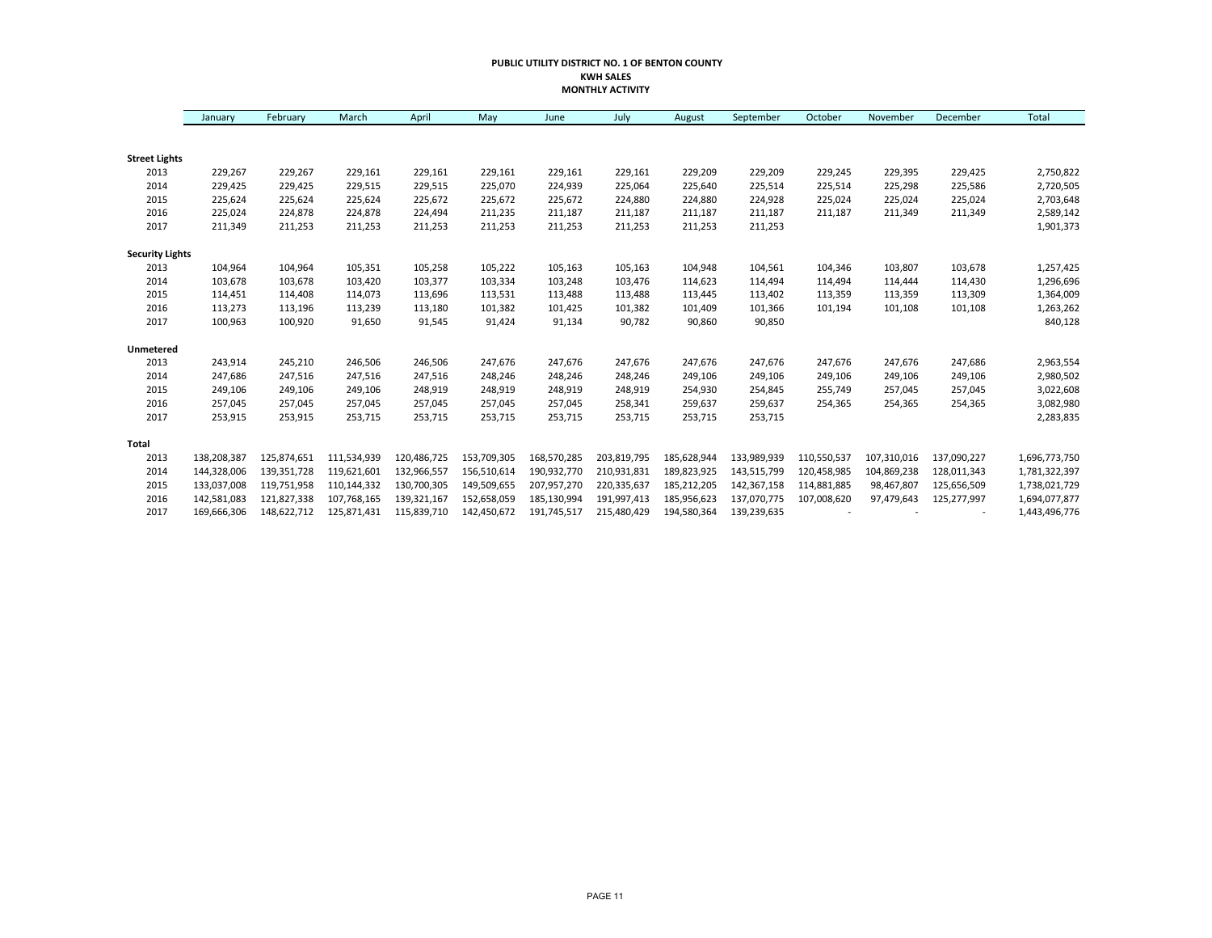**PUBLIC UTILITY DISTRICT NO. 1 OF BENTON COUNTY**
**KWH SALES**
**MONTHLY ACTIVITY**

| | January | February | March | April | May | June | July | August | September | October | November | December | Total |
|---|---|---|---|---|---|---|---|---|---|---|---|---|---|
| **Street Lights** | | | | | | | | | | | | | |
| 2013 | 229,267 | 229,267 | 229,161 | 229,161 | 229,161 | 229,161 | 229,161 | 229,209 | 229,209 | 229,245 | 229,395 | 229,425 | 2,750,822 |
| 2014 | 229,425 | 229,425 | 229,515 | 229,515 | 225,070 | 224,939 | 225,064 | 225,640 | 225,514 | 225,514 | 225,298 | 225,586 | 2,720,505 |
| 2015 | 225,624 | 225,624 | 225,624 | 225,672 | 225,672 | 225,672 | 224,880 | 224,880 | 224,928 | 225,024 | 225,024 | 225,024 | 2,703,648 |
| 2016 | 225,024 | 224,878 | 224,878 | 224,494 | 211,235 | 211,187 | 211,187 | 211,187 | 211,187 | 211,187 | 211,349 | 211,349 | 2,589,142 |
| 2017 | 211,349 | 211,253 | 211,253 | 211,253 | 211,253 | 211,253 | 211,253 | 211,253 | 211,253 | | | | 1,901,373 |
| **Security Lights** | | | | | | | | | | | | | |
| 2013 | 104,964 | 104,964 | 105,351 | 105,258 | 105,222 | 105,163 | 105,163 | 104,948 | 104,561 | 104,346 | 103,807 | 103,678 | 1,257,425 |
| 2014 | 103,678 | 103,678 | 103,420 | 103,377 | 103,334 | 103,248 | 103,476 | 114,623 | 114,494 | 114,494 | 114,444 | 114,430 | 1,296,696 |
| 2015 | 114,451 | 114,408 | 114,073 | 113,696 | 113,531 | 113,488 | 113,488 | 113,445 | 113,402 | 113,359 | 113,359 | 113,309 | 1,364,009 |
| 2016 | 113,273 | 113,196 | 113,239 | 113,180 | 101,382 | 101,425 | 101,382 | 101,409 | 101,366 | 101,194 | 101,108 | 101,108 | 1,263,262 |
| 2017 | 100,963 | 100,920 | 91,650 | 91,545 | 91,424 | 91,134 | 90,782 | 90,860 | 90,850 | | | | 840,128 |
| **Unmetered** | | | | | | | | | | | | | |
| 2013 | 243,914 | 245,210 | 246,506 | 246,506 | 247,676 | 247,676 | 247,676 | 247,676 | 247,676 | 247,676 | 247,676 | 247,686 | 2,963,554 |
| 2014 | 247,686 | 247,516 | 247,516 | 247,516 | 248,246 | 248,246 | 248,246 | 249,106 | 249,106 | 249,106 | 249,106 | 249,106 | 2,980,502 |
| 2015 | 249,106 | 249,106 | 249,106 | 248,919 | 248,919 | 248,919 | 248,919 | 254,930 | 254,845 | 255,749 | 257,045 | 257,045 | 3,022,608 |
| 2016 | 257,045 | 257,045 | 257,045 | 257,045 | 257,045 | 257,045 | 258,341 | 259,637 | 259,637 | 254,365 | 254,365 | 254,365 | 3,082,980 |
| 2017 | 253,915 | 253,915 | 253,715 | 253,715 | 253,715 | 253,715 | 253,715 | 253,715 | 253,715 | | | | 2,283,835 |
| **Total** | | | | | | | | | | | | | |
| 2013 | 138,208,387 | 125,874,651 | 111,534,939 | 120,486,725 | 153,709,305 | 168,570,285 | 203,819,795 | 185,628,944 | 133,989,939 | 110,550,537 | 107,310,016 | 137,090,227 | 1,696,773,750 |
| 2014 | 144,328,006 | 139,351,728 | 119,621,601 | 132,966,557 | 156,510,614 | 190,932,770 | 210,931,831 | 189,823,925 | 143,515,799 | 120,458,985 | 104,869,238 | 128,011,343 | 1,781,322,397 |
| 2015 | 133,037,008 | 119,751,958 | 110,144,332 | 130,700,305 | 149,509,655 | 207,957,270 | 220,335,637 | 185,212,205 | 142,367,158 | 114,881,885 | 98,467,807 | 125,656,509 | 1,738,021,729 |
| 2016 | 142,581,083 | 121,827,338 | 107,768,165 | 139,321,167 | 152,658,059 | 185,130,994 | 191,997,413 | 185,956,623 | 137,070,775 | 107,008,620 | 97,479,643 | 125,277,997 | 1,694,077,877 |
| 2017 | 169,666,306 | 148,622,712 | 125,871,431 | 115,839,710 | 142,450,672 | 191,745,517 | 215,480,429 | 194,580,364 | 139,239,635 | - | - | - | 1,443,496,776 |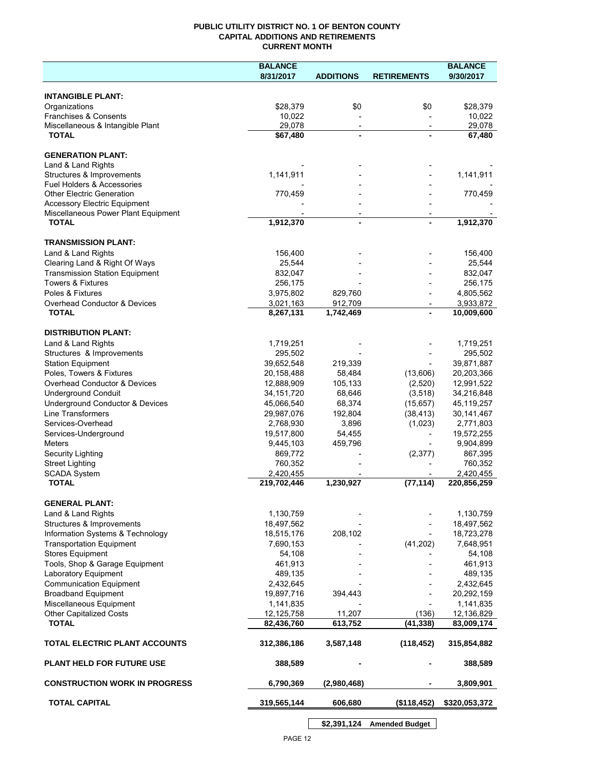**PUBLIC UTILITY DISTRICT NO. 1 OF BENTON COUNTY**
**CAPITAL ADDITIONS AND RETIREMENTS**
**CURRENT MONTH**

| | BALANCE 8/31/2017 | ADDITIONS | RETIREMENTS | BALANCE 9/30/2017 |
|---|---|---|---|---|
| **INTANGIBLE PLANT:** | | | | |
| Organizations | $28,379 | $0 | $0 | $28,379 |
| Franchises & Consents | 10,022 | - | - | 10,022 |
| Miscellaneous & Intangible Plant | 29,078 | - | - | 29,078 |
| **TOTAL** | **$67,480** | **-** | **-** | **67,480** |
| **GENERATION PLANT:** | | | | |
| Land & Land Rights | - | - | - | - |
| Structures & Improvements | 1,141,911 | - | - | 1,141,911 |
| Fuel Holders & Accessories | - | - | - | - |
| Other Electric Generation | 770,459 | - | - | 770,459 |
| Accessory Electric Equipment | - | - | - | - |
| Miscellaneous Power Plant Equipment | - | - | - | - |
| **TOTAL** | **1,912,370** | **-** | **-** | **1,912,370** |
| **TRANSMISSION PLANT:** | | | | |
| Land & Land Rights | 156,400 | - | - | 156,400 |
| Clearing Land & Right Of Ways | 25,544 | - | - | 25,544 |
| Transmission Station Equipment | 832,047 | - | - | 832,047 |
| Towers & Fixtures | 256,175 | - | - | 256,175 |
| Poles & Fixtures | 3,975,802 | 829,760 | - | 4,805,562 |
| Overhead Conductor & Devices | 3,021,163 | 912,709 | - | 3,933,872 |
| **TOTAL** | **8,267,131** | **1,742,469** | **-** | **10,009,600** |
| **DISTRIBUTION PLANT:** | | | | |
| Land & Land Rights | 1,719,251 | - | - | 1,719,251 |
| Structures & Improvements | 295,502 | - | - | 295,502 |
| Station Equipment | 39,652,548 | 219,339 | - | 39,871,887 |
| Poles, Towers & Fixtures | 20,158,488 | 58,484 | (13,606) | 20,203,366 |
| Overhead Conductor & Devices | 12,888,909 | 105,133 | (2,520) | 12,991,522 |
| Underground Conduit | 34,151,720 | 68,646 | (3,518) | 34,216,848 |
| Underground Conductor & Devices | 45,066,540 | 68,374 | (15,657) | 45,119,257 |
| Line Transformers | 29,987,076 | 192,804 | (38,413) | 30,141,467 |
| Services-Overhead | 2,768,930 | 3,896 | (1,023) | 2,771,803 |
| Services-Underground | 19,517,800 | 54,455 | - | 19,572,255 |
| Meters | 9,445,103 | 459,796 | - | 9,904,899 |
| Security Lighting | 869,772 | - | (2,377) | 867,395 |
| Street Lighting | 760,352 | - | - | 760,352 |
| SCADA System | 2,420,455 | - | - | 2,420,455 |
| **TOTAL** | **219,702,446** | **1,230,927** | **(77,114)** | **220,856,259** |
| **GENERAL PLANT:** | | | | |
| Land & Land Rights | 1,130,759 | - | - | 1,130,759 |
| Structures & Improvements | 18,497,562 | - | - | 18,497,562 |
| Information Systems & Technology | 18,515,176 | 208,102 | - | 18,723,278 |
| Transportation Equipment | 7,690,153 | - | (41,202) | 7,648,951 |
| Stores Equipment | 54,108 | - | - | 54,108 |
| Tools, Shop & Garage Equipment | 461,913 | - | - | 461,913 |
| Laboratory Equipment | 489,135 | - | - | 489,135 |
| Communication Equipment | 2,432,645 | - | - | 2,432,645 |
| Broadband Equipment | 19,897,716 | 394,443 | - | 20,292,159 |
| Miscellaneous Equipment | 1,141,835 | - | - | 1,141,835 |
| Other Capitalized Costs | 12,125,758 | 11,207 | (136) | 12,136,829 |
| **TOTAL** | **82,436,760** | **613,752** | **(41,338)** | **83,009,174** |
| **TOTAL ELECTRIC PLANT ACCOUNTS** | **312,386,186** | **3,587,148** | **(118,452)** | **315,854,882** |
| **PLANT HELD FOR FUTURE USE** | **388,589** | **-** | **-** | **388,589** |
| **CONSTRUCTION WORK IN PROGRESS** | **6,790,369** | **(2,980,468)** | **-** | **3,809,901** |
| **TOTAL CAPITAL** | **319,565,144** | **606,680** | **($118,452)** | **$320,053,372** |

**$2,391,124 Amended Budget**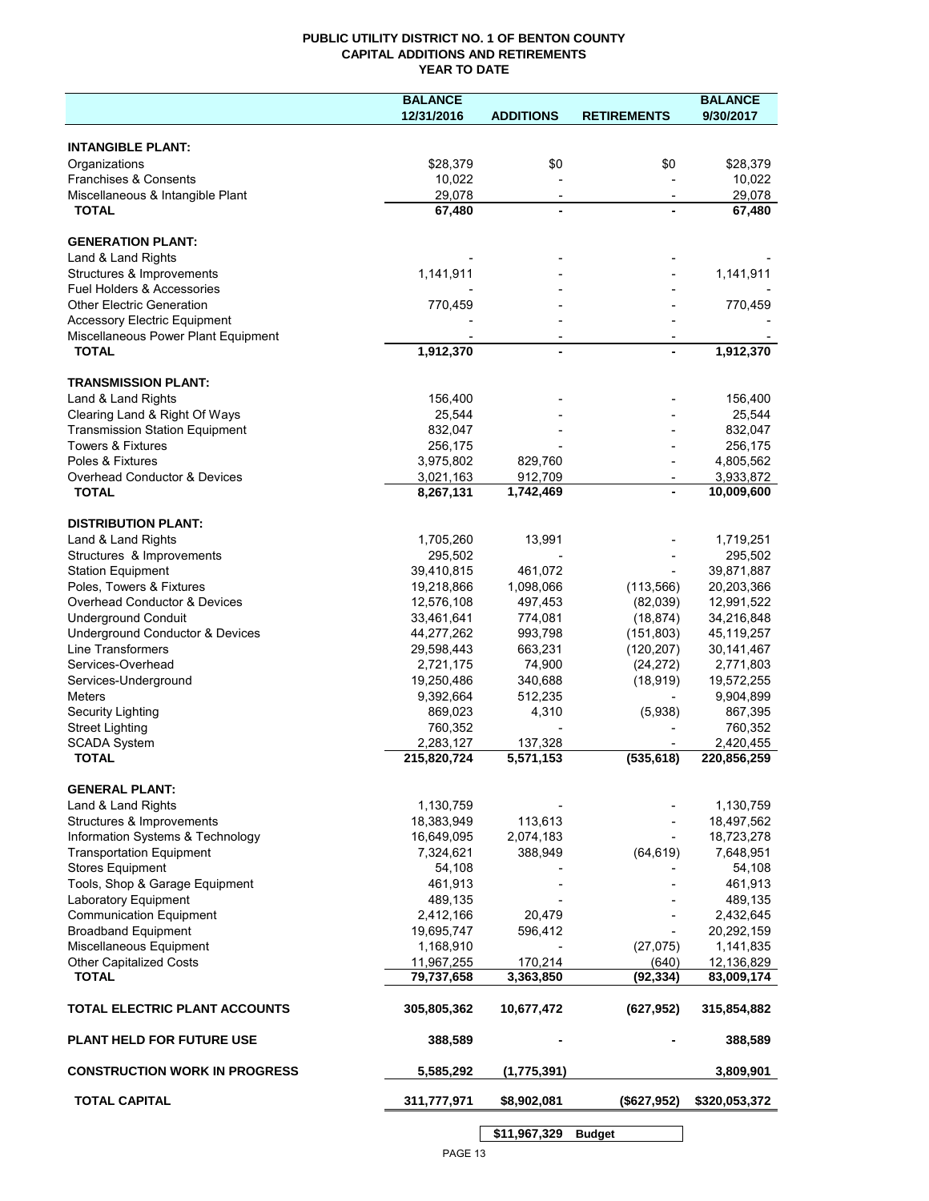# PUBLIC UTILITY DISTRICT NO. 1 OF BENTON COUNTY
## CAPITAL ADDITIONS AND RETIREMENTS
### YEAR TO DATE

| | BALANCE 12/31/2016 | ADDITIONS | RETIREMENTS | BALANCE 9/30/2017 |
|---|---|---|---|---|
| **INTANGIBLE PLANT:** | | | | |
| Organizations | $28,379 | $0 | $0 | $28,379 |
| Franchises & Consents | 10,022 | - | - | 10,022 |
| Miscellaneous & Intangible Plant | 29,078 | - | - | 29,078 |
| **TOTAL** | **67,480** | **-** | **-** | **67,480** |
| **GENERATION PLANT:** | | | | |
| Land & Land Rights | - | - | - | - |
| Structures & Improvements | 1,141,911 | - | - | 1,141,911 |
| Fuel Holders & Accessories | - | - | - | - |
| Other Electric Generation | 770,459 | - | - | 770,459 |
| Accessory Electric Equipment | - | - | - | - |
| Miscellaneous Power Plant Equipment | - | - | - | - |
| **TOTAL** | **1,912,370** | **-** | **-** | **1,912,370** |
| **TRANSMISSION PLANT:** | | | | |
| Land & Land Rights | 156,400 | - | - | 156,400 |
| Clearing Land & Right Of Ways | 25,544 | - | - | 25,544 |
| Transmission Station Equipment | 832,047 | - | - | 832,047 |
| Towers & Fixtures | 256,175 | - | - | 256,175 |
| Poles & Fixtures | 3,975,802 | 829,760 | - | 4,805,562 |
| Overhead Conductor & Devices | 3,021,163 | 912,709 | - | 3,933,872 |
| **TOTAL** | **8,267,131** | **1,742,469** | **-** | **10,009,600** |
| **DISTRIBUTION PLANT:** | | | | |
| Land & Land Rights | 1,705,260 | 13,991 | - | 1,719,251 |
| Structures & Improvements | 295,502 | - | - | 295,502 |
| Station Equipment | 39,410,815 | 461,072 | - | 39,871,887 |
| Poles, Towers & Fixtures | 19,218,866 | 1,098,066 | (113,566) | 20,203,366 |
| Overhead Conductor & Devices | 12,576,108 | 497,453 | (82,039) | 12,991,522 |
| Underground Conduit | 33,461,641 | 774,081 | (18,874) | 34,216,848 |
| Underground Conductor & Devices | 44,277,262 | 993,798 | (151,803) | 45,119,257 |
| Line Transformers | 29,598,443 | 663,231 | (120,207) | 30,141,467 |
| Services-Overhead | 2,721,175 | 74,900 | (24,272) | 2,771,803 |
| Services-Underground | 19,250,486 | 340,688 | (18,919) | 19,572,255 |
| Meters | 9,392,664 | 512,235 | - | 9,904,899 |
| Security Lighting | 869,023 | 4,310 | (5,938) | 867,395 |
| Street Lighting | 760,352 | - | - | 760,352 |
| SCADA System | 2,283,127 | 137,328 | - | 2,420,455 |
| **TOTAL** | **215,820,724** | **5,571,153** | **(535,618)** | **220,856,259** |
| **GENERAL PLANT:** | | | | |
| Land & Land Rights | 1,130,759 | - | - | 1,130,759 |
| Structures & Improvements | 18,383,949 | 113,613 | - | 18,497,562 |
| Information Systems & Technology | 16,649,095 | 2,074,183 | - | 18,723,278 |
| Transportation Equipment | 7,324,621 | 388,949 | (64,619) | 7,648,951 |
| Stores Equipment | 54,108 | - | - | 54,108 |
| Tools, Shop & Garage Equipment | 461,913 | - | - | 461,913 |
| Laboratory Equipment | 489,135 | - | - | 489,135 |
| Communication Equipment | 2,412,166 | 20,479 | - | 2,432,645 |
| Broadband Equipment | 19,695,747 | 596,412 | - | 20,292,159 |
| Miscellaneous Equipment | 1,168,910 | - | (27,075) | 1,141,835 |
| Other Capitalized Costs | 11,967,255 | 170,214 | (640) | 12,136,829 |
| **TOTAL** | **79,737,658** | **3,363,850** | **(92,334)** | **83,009,174** |
| **TOTAL ELECTRIC PLANT ACCOUNTS** | **305,805,362** | **10,677,472** | **(627,952)** | **315,854,882** |
| **PLANT HELD FOR FUTURE USE** | **388,589** | **-** | **-** | **388,589** |
| **CONSTRUCTION WORK IN PROGRESS** | **5,585,292** | **(1,775,391)** | | **3,809,901** |
| **TOTAL CAPITAL** | **311,777,971** | **$8,902,081** | **($627,952)** | **$320,053,372** |

**$11,967,329 Budget**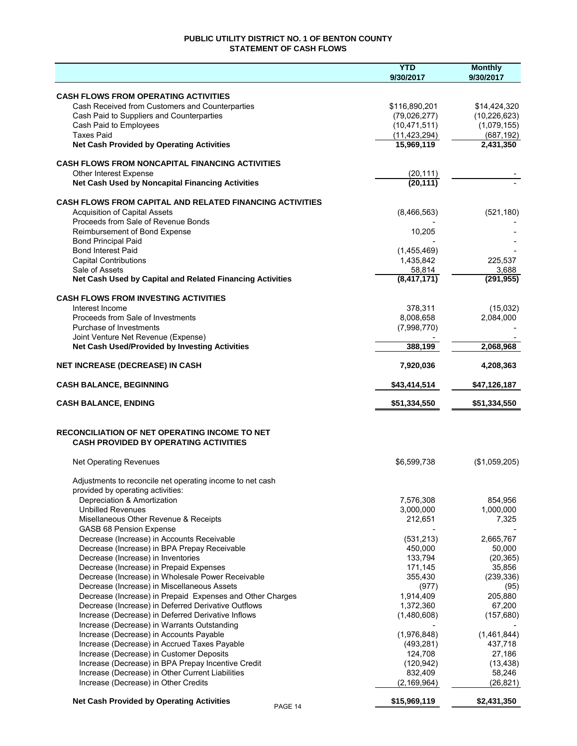# PUBLIC UTILITY DISTRICT NO. 1 OF BENTON COUNTY
## STATEMENT OF CASH FLOWS

| | YTD 9/30/2017 | Monthly 9/30/2017 |
|---|---|---|
| **CASH FLOWS FROM OPERATING ACTIVITIES** | | |
| Cash Received from Customers and Counterparties | \$116,890,201 | \$14,424,320 |
| Cash Paid to Suppliers and Counterparties | (79,026,277) | (10,226,623) |
| Cash Paid to Employees | (10,471,511) | (1,079,155) |
| Taxes Paid | (11,423,294) | (687,192) |
| **Net Cash Provided by Operating Activities** | **15,969,119** | **2,431,350** |
| **CASH FLOWS FROM NONCAPITAL FINANCING ACTIVITIES** | | |
| Other Interest Expense | (20,111) | - |
| **Net Cash Used by Noncapital Financing Activities** | **(20,111)** | - |
| **CASH FLOWS FROM CAPITAL AND RELATED FINANCING ACTIVITIES** | | |
| Acquisition of Capital Assets | (8,466,563) | (521,180) |
| Proceeds from Sale of Revenue Bonds | - | - |
| Reimbursement of Bond Expense | 10,205 | - |
| Bond Principal Paid | - | - |
| Bond Interest Paid | (1,455,469) | - |
| Capital Contributions | 1,435,842 | 225,537 |
| Sale of Assets | 58,814 | 3,688 |
| **Net Cash Used by Capital and Related Financing Activities** | **(8,417,171)** | **(291,955)** |
| **CASH FLOWS FROM INVESTING ACTIVITIES** | | |
| Interest Income | 378,311 | (15,032) |
| Proceeds from Sale of Investments | 8,008,658 | 2,084,000 |
| Purchase of Investments | (7,998,770) | - |
| Joint Venture Net Revenue (Expense) | - | - |
| **Net Cash Used/Provided by Investing Activities** | **388,199** | **2,068,968** |
| **NET INCREASE (DECREASE) IN CASH** | **7,920,036** | **4,208,363** |
| **CASH BALANCE, BEGINNING** | **\$43,414,514** | **\$47,126,187** |
| **CASH BALANCE, ENDING** | **\$51,334,550** | **\$51,334,550** |

| **RECONCILIATION OF NET OPERATING INCOME TO NET CASH PROVIDED BY OPERATING ACTIVITIES** | YTD 9/30/2017 | Monthly 9/30/2017 |
|---|---|---|
| Net Operating Revenues | \$6,599,738 | (\$1,059,205) |
| Adjustments to reconcile net operating income to net cash provided by operating activities: | | |
| Depreciation & Amortization | 7,576,308 | 854,956 |
| Unbilled Revenues | 3,000,000 | 1,000,000 |
| Misellaneous Other Revenue & Receipts | 212,651 | 7,325 |
| GASB 68 Pension Expense | - | - |
| Decrease (Increase) in Accounts Receivable | (531,213) | 2,665,767 |
| Decrease (Increase) in BPA Prepay Receivable | 450,000 | 50,000 |
| Decrease (Increase) in Inventories | 133,794 | (20,365) |
| Decrease (Increase) in Prepaid Expenses | 171,145 | 35,856 |
| Decrease (Increase) in Wholesale Power Receivable | 355,430 | (239,336) |
| Decrease (Increase) in Miscellaneous Assets | (977) | (95) |
| Decrease (Increase) in Prepaid Expenses and Other Charges | 1,914,409 | 205,880 |
| Decrease (Increase) in Deferred Derivative Outflows | 1,372,360 | 67,200 |
| Increase (Decrease) in Deferred Derivative Inflows | (1,480,608) | (157,680) |
| Increase (Decrease) in Warrants Outstanding | - | - |
| Increase (Decrease) in Accounts Payable | (1,976,848) | (1,461,844) |
| Increase (Decrease) in Accrued Taxes Payable | (493,281) | 437,718 |
| Increase (Decrease) in Customer Deposits | 124,708 | 27,186 |
| Increase (Decrease) in BPA Prepay Incentive Credit | (120,942) | (13,438) |
| Increase (Decrease) in Other Current Liabilities | 832,409 | 58,246 |
| Increase (Decrease) in Other Credits | (2,169,964) | (26,821) |
| **Net Cash Provided by Operating Activities** | **\$15,969,119** | **\$2,431,350** |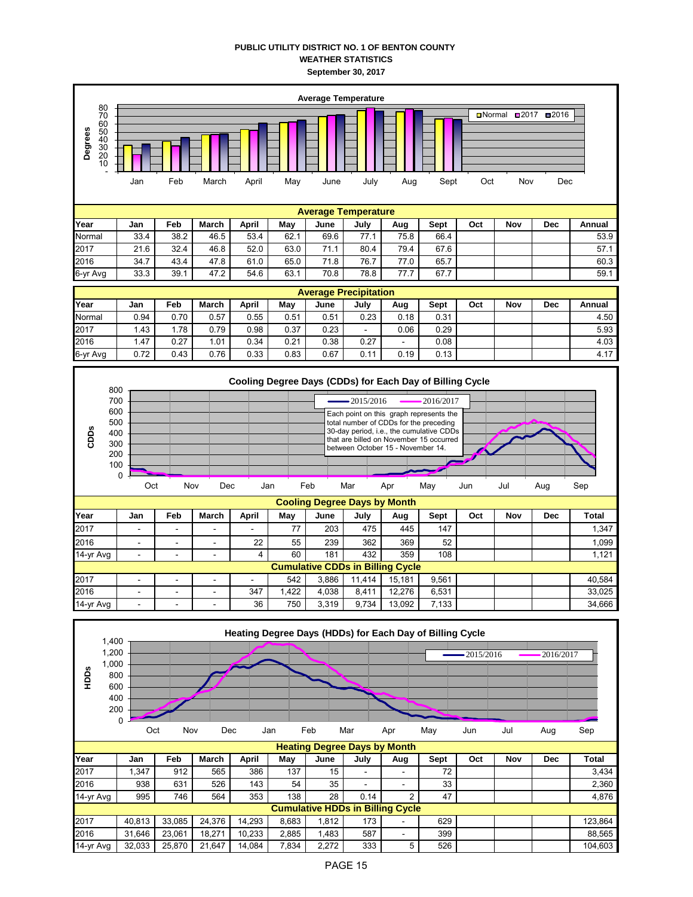**PUBLIC UTILITY DISTRICT NO. 1 OF BENTON COUNTY**
**WEATHER STATISTICS**
**September 30, 2017**

Average Temperature

Degrees

80
70
60
50
40
30
20
10
-

Jan Feb March April May June July Aug Sept Oct Nov Dec

Normal 2017 2016

| Average Temperature | | | | | | | | | | | | | |
|---|---|---|---|---|---|---|---|---|---|---|---|---|---|
| Year | Jan | Feb | March | April | May | June | July | Aug | Sept | Oct | Nov | Dec | Annual |
| Normal | 33.4 | 38.2 | 46.5 | 53.4 | 62.1 | 69.6 | 77.1 | 75.8 | 66.4 | | | | 53.9 |
| 2017 | 21.6 | 32.4 | 46.8 | 52.0 | 63.0 | 71.1 | 80.4 | 79.4 | 67.6 | | | | 57.1 |
| 2016 | 34.7 | 43.4 | 47.8 | 61.0 | 65.0 | 71.8 | 76.7 | 77.0 | 65.7 | | | | 60.3 |
| 6-yr Avg | 33.3 | 39.1 | 47.2 | 54.6 | 63.1 | 70.8 | 78.8 | 77.7 | 67.7 | | | | 59.1 |

| Average Precipitation | | | | | | | | | | | | | |
|---|---|---|---|---|---|---|---|---|---|---|---|---|---|
| Year | Jan | Feb | March | April | May | June | July | Aug | Sept | Oct | Nov | Dec | Annual |
| Normal | 0.94 | 0.70 | 0.57 | 0.55 | 0.51 | 0.51 | 0.23 | 0.18 | 0.31 | | | | 4.50 |
| 2017 | 1.43 | 1.78 | 0.79 | 0.98 | 0.37 | 0.23 | - | 0.06 | 0.29 | | | | 5.93 |
| 2016 | 1.47 | 0.27 | 1.01 | 0.34 | 0.21 | 0.38 | 0.27 | - | 0.08 | | | | 4.03 |
| 6-yr Avg | 0.72 | 0.43 | 0.76 | 0.33 | 0.83 | 0.67 | 0.11 | 0.19 | 0.13 | | | | 4.17 |

Cooling Degree Days (CDDs) for Each Day of Billing Cycle

CDDs

800
700
600
500
400
300
200
100
0

Oct Nov Dec Jan Feb Mar Apr May Jun Jul Aug Sep

2015/2016 2016/2017

Each point on this graph represents the total number of CDDs for the preceding 30-day period, i.e., the cumulative CDDs that are billed on November 15 occurred between October 15 - November 14.

| Cooling Degree Days by Month | | | | | | | | | | | | | |
|---|---|---|---|---|---|---|---|---|---|---|---|---|---|
| Year | Jan | Feb | March | April | May | June | July | Aug | Sept | Oct | Nov | Dec | Total |
| 2017 | - | - | - | - | 77 | 203 | 475 | 445 | 147 | | | | 1,347 |
| 2016 | - | - | - | 22 | 55 | 239 | 362 | 369 | 52 | | | | 1,099 |
| 14-yr Avg | - | - | - | 4 | 60 | 181 | 432 | 359 | 108 | | | | 1,121 |
| **Cumulative CDDs in Billing Cycle** | | | | | | | | | | | | | |
| 2017 | - | - | - | - | 542 | 3,886 | 11,414 | 15,181 | 9,561 | | | | 40,584 |
| 2016 | - | - | - | 347 | 1,422 | 4,038 | 8,411 | 12,276 | 6,531 | | | | 33,025 |
| 14-yr Avg | - | - | - | 36 | 750 | 3,319 | 9,734 | 13,092 | 7,133 | | | | 34,666 |

Heating Degree Days (HDDs) for Each Day of Billing Cycle

HDDs

1,400
1,200
1,000
800
600
400
200
0

Oct Nov Dec Jan Feb Mar Apr May Jun Jul Aug Sep

2015/2016 2016/2017

| Heating Degree Days by Month | | | | | | | | | | | | | |
|---|---|---|---|---|---|---|---|---|---|---|---|---|---|
| Year | Jan | Feb | March | April | May | June | July | Aug | Sept | Oct | Nov | Dec | Total |
| 2017 | 1,347 | 912 | 565 | 386 | 137 | 15 | - | - | 72 | | | | 3,434 |
| 2016 | 938 | 631 | 526 | 143 | 54 | 35 | - | - | 33 | | | | 2,360 |
| 14-yr Avg | 995 | 746 | 564 | 353 | 138 | 28 | 0.14 | 2 | 47 | | | | 4,876 |
| **Cumulative HDDs in Billing Cycle** | | | | | | | | | | | | | |
| 2017 | 40,813 | 33,085 | 24,376 | 14,293 | 8,683 | 1,812 | 173 | - | 629 | | | | 123,864 |
| 2016 | 31,646 | 23,061 | 18,271 | 10,233 | 2,885 | 1,483 | 587 | - | 399 | | | | 88,565 |
| 14-yr Avg | 32,033 | 25,870 | 21,647 | 14,084 | 7,834 | 2,272 | 333 | 5 | 526 | | | | 104,603 |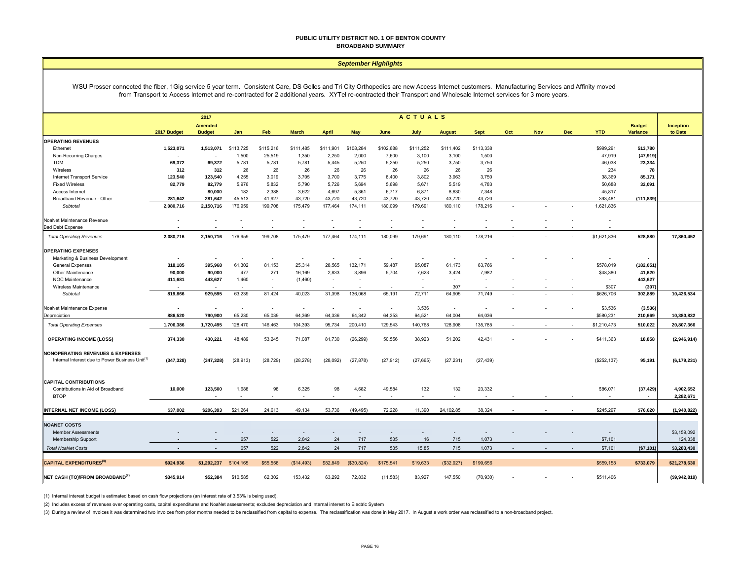# PUBLIC UTILITY DISTRICT NO. 1 OF BENTON COUNTY
## BROADBAND SUMMARY

### *September Highlights*

WSU Prosser connected the fiber, 1Gig service 5 year term. Consistent Care, DS Gelles and Tri City Orthopedics are new Access Internet customers. Manufacturing Services and Affinity moved from Transport to Access Internet and re-contracted for 2 additional years. XYTel re-contracted their Transport and Wholesale Internet services for 3 more years.

| | 2017 Budget | 2017 Amended Budget | Jan | Feb | March | April | May | June | July | August | Sept | Oct | Nov | Dec | YTD | Budget Variance | Inception to Date |
|---|---|---|---|---|---|---|---|---|---|---|---|---|---|---|---|---|---|
| | | | ACTUALS | | | | | | | | | | | | | | |
| **OPERATING REVENUES** | | | | | | | | | | | | | | | | | |
| Ethernet | 1,523,071 | 1,513,071 | $113,725 | $115,216 | $111,485 | $111,901 | $108,284 | $102,688 | $111,252 | $111,402 | $113,338 | | | | $999,291 | 513,780 | |
| Non-Recurring Charges | - | - | 1,500 | 25,519 | 1,350 | 2,250 | 2,000 | 7,600 | 3,100 | 3,100 | 1,500 | | | | 47,919 | (47,919) | |
| TDM | 69,372 | 69,372 | 5,781 | 5,781 | 5,781 | 5,445 | 5,250 | 5,250 | 5,250 | 3,750 | 3,750 | | | | 46,038 | 23,334 | |
| Wireless | 312 | 312 | 26 | 26 | 26 | 26 | 26 | 26 | 26 | 26 | 26 | | | | 234 | 78 | |
| Internet Transport Service | 123,540 | 123,540 | 4,255 | 3,019 | 3,705 | 3,700 | 3,775 | 8,400 | 3,802 | 3,963 | 3,750 | | | | 38,369 | 85,171 | |
| Fixed Wireless | 82,779 | 82,779 | 5,976 | 5,832 | 5,790 | 5,726 | 5,694 | 5,698 | 5,671 | 5,519 | 4,783 | | | | 50,688 | 32,091 | |
| Access Internet | | 80,000 | 182 | 2,388 | 3,622 | 4,697 | 5,361 | 6,717 | 6,871 | 8,630 | 7,348 | | | | 45,817 | | |
| Broadband Revenue - Other | 281,642 | 281,642 | 45,513 | 41,927 | 43,720 | 43,720 | 43,720 | 43,720 | 43,720 | 43,720 | 43,720 | | | | 393,481 | (111,839) | |
| *Subtotal* | 2,080,716 | 2,150,716 | 176,959 | 199,708 | 175,479 | 177,464 | 174,111 | 180,099 | 179,691 | 180,110 | 178,216 | - | - | - | 1,621,836 | | |
| NoaNet Maintenance Revenue | - | - | - | - | - | - | - | - | - | - | - | - | - | - | - | | |
| Bad Debt Expense | - | - | - | - | - | - | - | - | - | - | - | - | - | - | - | | |
| *Total Operating Revenues* | 2,080,716 | 2,150,716 | 176,959 | 199,708 | 175,479 | 177,464 | 174,111 | 180,099 | 179,691 | 180,110 | 178,216 | - | - | - | $1,621,836 | 528,880 | 17,860,452 |
| **OPERATING EXPENSES** | | | | | | | | | | | | | | | | | |
| Marketing & Business Development | - | - | - | - | - | - | - | - | - | - | - | - | - | - | - | - | |
| General Expenses | 318,185 | 395,968 | 61,302 | 81,153 | 25,314 | 28,565 | 132,171 | 59,487 | 65,087 | 61,173 | 63,766 | | | | $578,019 | (182,051) | |
| Other Maintenance | 90,000 | 90,000 | 477 | 271 | 16,169 | 2,833 | 3,896 | 5,704 | 7,623 | 3,424 | 7,982 | | | | $48,380 | 41,620 | |
| NOC Maintenance | 411,681 | 443,627 | 1,460 | - | (1,460) | - | - | | - | - | - | - | - | - | - | 443,627 | |
| Wireless Maintenance | - | - | - | - | | - | - | - | - | 307 | - | - | - | - | $307 | (307) | |
| *Subtotal* | 819,866 | 929,595 | 63,239 | 81,424 | 40,023 | 31,398 | 136,068 | 65,191 | 72,711 | 64,905 | 71,749 | - | - | - | $626,706 | 302,889 | 10,426,534 |
| NoaNet Maintenance Expense | - | - | - | - | - | - | - | - | 3,536 | - | - | - | - | - | $3,536 | (3,536) | |
| Depreciation | 886,520 | 790,900 | 65,230 | 65,039 | 64,369 | 64,336 | 64,342 | 64,353 | 64,521 | 64,004 | 64,036 | | | | $580,231 | 210,669 | 10,380,832 |
| *Total Operating Expenses* | 1,706,386 | 1,720,495 | 128,470 | 146,463 | 104,393 | 95,734 | 200,410 | 129,543 | 140,768 | 128,908 | 135,785 | - | - | - | $1,210,473 | 510,022 | 20,807,366 |
| **OPERATING INCOME (LOSS)** | 374,330 | 430,221 | 48,489 | 53,245 | 71,087 | 81,730 | (26,299) | 50,556 | 38,923 | 51,202 | 42,431 | - | - | - | $411,363 | 18,858 | (2,946,914) |
| **NONOPERATING REVENUES & EXPENSES** | | | | | | | | | | | | | | | | | |
| Internal Interest due to Power Business Unit(1) | (347,328) | (347,328) | (28,913) | (28,729) | (28,278) | (28,092) | (27,878) | (27,912) | (27,665) | (27,231) | (27,439) | | | | ($252,137) | 95,191 | (6,179,231) |
| **CAPITAL CONTRIBUTIONS** | | | | | | | | | | | | | | | | | |
| Contributions in Aid of Broadband | 10,000 | 123,500 | 1,688 | 98 | 6,325 | 98 | 4,682 | 49,584 | 132 | 132 | 23,332 | | | | $86,071 | (37,429) | 4,902,652 |
| BTOP | | - | - | - | - | - | - | - | - | - | - | - | - | - | - | - | 2,282,671 |
| **INTERNAL NET INCOME (LOSS)** | $37,002 | $206,393 | $21,264 | 24,613 | 49,134 | 53,736 | (49,495) | 72,228 | 11,390 | 24,102.85 | 38,324 | - | - | - | $245,297 | $76,620 | (1,940,822) |
| **NOANET COSTS** | | | | | | | | | | | | | | | | | |
| Member Assessments | - | - | - | - | - | - | - | - | - | - | - | - | - | - | - | | $3,159,092 |
| Membership Support | - | - | 657 | 522 | 2,842 | 24 | 717 | 535 | 16 | 715 | 1,073 | | | | $7,101 | | 124,338 |
| *Total NoaNet Costs* | - | - | 657 | 522 | 2,842 | 24 | 717 | 535 | 15.85 | 715 | 1,073 | - | - | - | $7,101 | ($7,101) | $3,283,430 |
| **CAPITAL EXPENDITURES(3)** | $924,936 | $1,292,237 | $104,165 | $55,558 | ($14,493) | $82,849 | ($30,824) | $175,541 | $19,633 | ($32,927) | $199,656 | | | | $559,158 | $733,079 | $21,278,630 |
| **NET CASH (TO)/FROM BROADBAND(2)** | $345,914 | $52,384 | $10,585 | 62,302 | 153,432 | 63,292 | 72,832 | (11,583) | 83,927 | 147,550 | (70,930) | - | - | - | $511,406 | | ($9,942,819) |

(1) Internal interest budget is estimated based on cash flow projections (an interest rate of 3.53% is being used).

(2) Includes excess of revenues over operating costs, capital expenditures and NoaNet assessments; excludes depreciation and internal interest to Electric System

(3) During a review of invoices it was determined two invoices from prior months needed to be reclassified from capital to expense. The reclassification was done in May 2017. In August a work order was reclassified to a non-broadband project.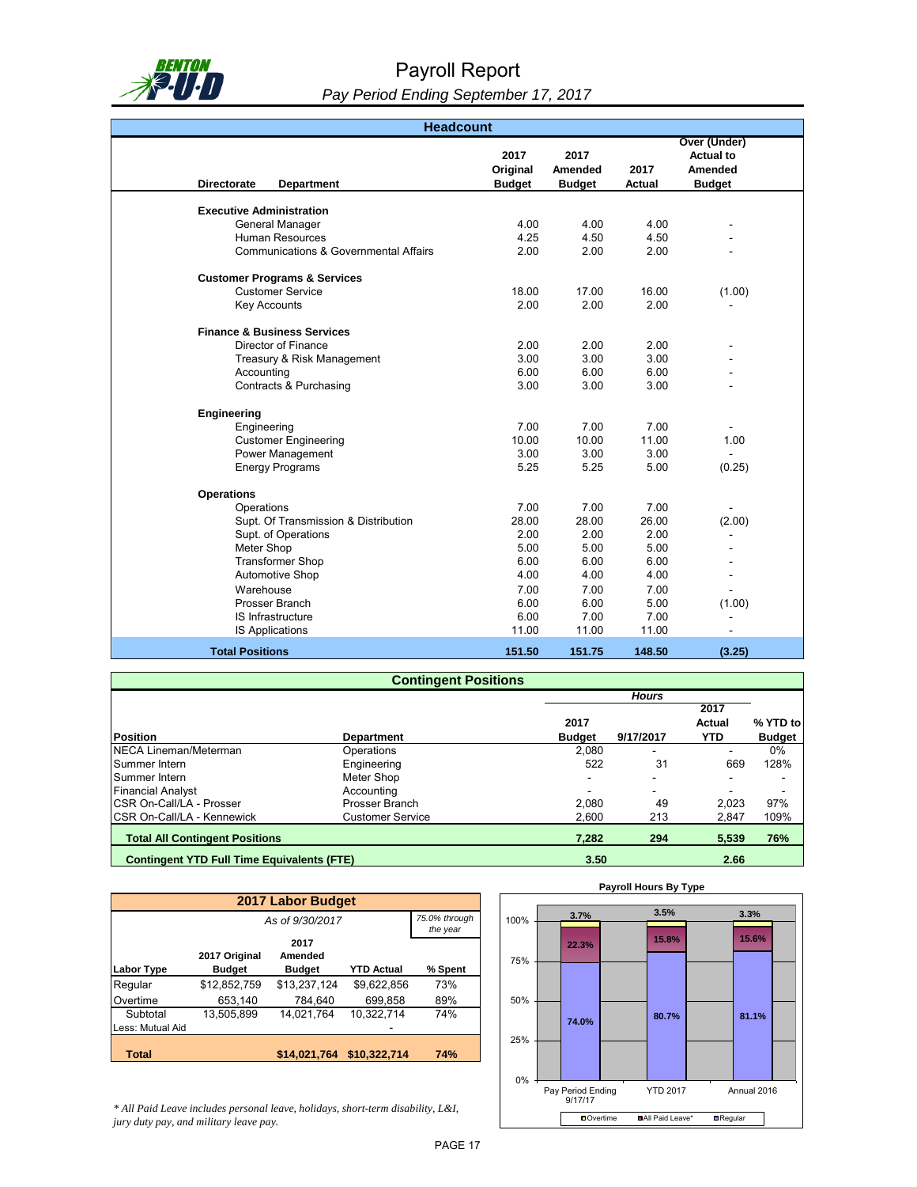# Payroll Report

*Pay Period Ending September 17, 2017*

## Headcount

| Directorate | Department | 2017 Original Budget | 2017 Amended Budget | 2017 Actual | Over (Under) Actual to Amended Budget |
|---|---|---|---|---|---|
| **Executive Administration** | | | | | |
| | General Manager | 4.00 | 4.00 | 4.00 | - |
| | Human Resources | 4.25 | 4.50 | 4.50 | - |
| | Communications & Governmental Affairs | 2.00 | 2.00 | 2.00 | - |
| **Customer Programs & Services** | | | | | |
| | Customer Service | 18.00 | 17.00 | 16.00 | (1.00) |
| | Key Accounts | 2.00 | 2.00 | 2.00 | - |
| **Finance & Business Services** | | | | | |
| | Director of Finance | 2.00 | 2.00 | 2.00 | - |
| | Treasury & Risk Management | 3.00 | 3.00 | 3.00 | - |
| | Accounting | 6.00 | 6.00 | 6.00 | - |
| | Contracts & Purchasing | 3.00 | 3.00 | 3.00 | - |
| **Engineering** | | | | | |
| | Engineering | 7.00 | 7.00 | 7.00 | - |
| | Customer Engineering | 10.00 | 10.00 | 11.00 | 1.00 |
| | Power Management | 3.00 | 3.00 | 3.00 | - |
| | Energy Programs | 5.25 | 5.25 | 5.00 | (0.25) |
| **Operations** | | | | | |
| | Operations | 7.00 | 7.00 | 7.00 | - |
| | Supt. Of Transmission & Distribution | 28.00 | 28.00 | 26.00 | (2.00) |
| | Supt. of Operations | 2.00 | 2.00 | 2.00 | - |
| | Meter Shop | 5.00 | 5.00 | 5.00 | - |
| | Transformer Shop | 6.00 | 6.00 | 6.00 | - |
| | Automotive Shop | 4.00 | 4.00 | 4.00 | - |
| | Warehouse | 7.00 | 7.00 | 7.00 | - |
| | Prosser Branch | 6.00 | 6.00 | 5.00 | (1.00) |
| | IS Infrastructure | 6.00 | 7.00 | 7.00 | - |
| | IS Applications | 11.00 | 11.00 | 11.00 | - |
| **Total Positions** | | **151.50** | **151.75** | **148.50** | **(3.25)** |

## Contingent Positions

| Position | Department | Hours: 2017 Budget | Hours: 9/17/2017 | Hours: 2017 Actual YTD | % YTD to Budget |
|---|---|---|---|---|---|
| NECA Lineman/Meterman | Operations | 2,080 | - | - | 0% |
| Summer Intern | Engineering | 522 | 31 | 669 | 128% |
| Summer Intern | Meter Shop | - | - | - | - |
| Financial Analyst | Accounting | - | - | - | - |
| CSR On-Call/LA - Prosser | Prosser Branch | 2,080 | 49 | 2,023 | 97% |
| CSR On-Call/LA - Kennewick | Customer Service | 2,600 | 213 | 2,847 | 109% |
| **Total All Contingent Positions** | | **7,282** | **294** | **5,539** | **76%** |
| **Contingent YTD Full Time Equivalents (FTE)** | | **3.50** | | **2.66** | |

## 2017 Labor Budget

*As of 9/30/2017* — *75.0% through the year*

| Labor Type | 2017 Original Budget | 2017 Amended Budget | YTD Actual | % Spent |
|---|---|---|---|---|
| Regular | $12,852,759 | $13,237,124 | $9,622,856 | 73% |
| Overtime | 653,140 | 784,640 | 699,858 | 89% |
| Subtotal | 13,505,899 | 14,021,764 | 10,322,714 | 74% |
| Less: Mutual Aid | | | - | |
| **Total** | | **$14,021,764** | **$10,322,714** | **74%** |

**Payroll Hours By Type**

100%
75%
50%
25%
0%

Pay Period Ending 9/17/17: 3.7%, 22.3%, 74.0%
YTD 2017: 3.5%, 15.8%, 80.7%
Annual 2016: 3.3%, 15.6%, 81.1%

Overtime
All Paid Leave*
Regular

*\* All Paid Leave includes personal leave, holidays, short-term disability, L&I, jury duty pay, and military leave pay.*